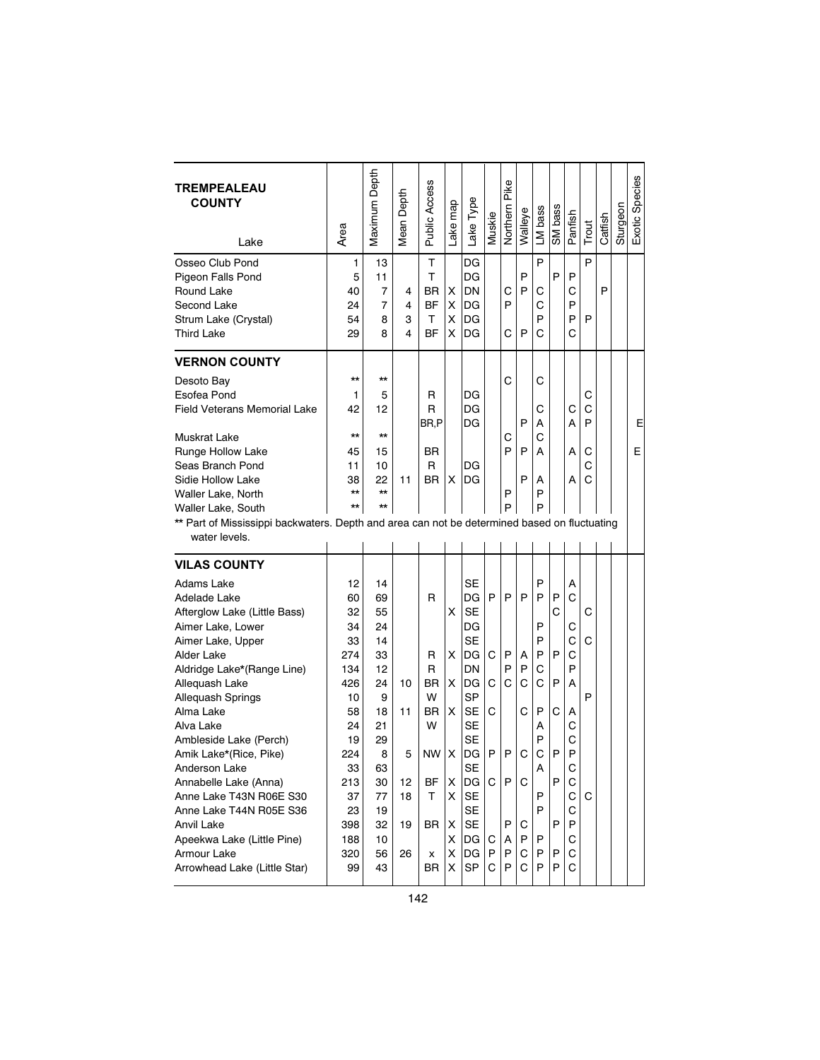## TREMPEALEAU COUNTY

| Lake | Area | Maximum Depth | Mean Depth | Public Access | Lake map | Lake Type | Muskie | Northern Pike | Walleye | LM bass | SM bass | Panfish | Trout | Catfish | Sturgeon | Exotic Species |
|---|---|---|---|---|---|---|---|---|---|---|---|---|---|---|---|---|
| Osseo Club Pond | 1 | 13 | | T | | DG | | | | P | | | P | | | |
| Pigeon Falls Pond | 5 | 11 | | T | | DG | | | P | | P | P | | | | |
| Round Lake | 40 | 7 | 4 | BR | X | DN | | C | P | C | | C | | P | | |
| Second Lake | 24 | 7 | 4 | BF | X | DG | | P | | C | | P | | | | |
| Strum Lake (Crystal) | 54 | 8 | 3 | T | X | DG | | | | P | | P | P | | | |
| Third Lake | 29 | 8 | 4 | BF | X | DG | | C | P | C | | C | | | | |

## VERNON COUNTY

| Lake | Area | Maximum Depth | Mean Depth | Public Access | Lake map | Lake Type | Muskie | Northern Pike | Walleye | LM bass | SM bass | Panfish | Trout | Catfish | Sturgeon | Exotic Species |
|---|---|---|---|---|---|---|---|---|---|---|---|---|---|---|---|---|
| Desoto Bay | ** | ** | | | | | | C | | C | | | | | | |
| Esofea Pond | 1 | 5 | | R | | DG | | | | | | | C | | | |
| Field Veterans Memorial Lake | 42 | 12 | | R | | DG | | | | C | | C | C | | | |
| | | | | BR,P | | DG | | | P | A | | A | P | | | E |
| Muskrat Lake | ** | ** | | | | | | C | | C | | | | | | |
| Runge Hollow Lake | 45 | 15 | | BR | | | | P | P | A | | A | C | | | E |
| Seas Branch Pond | 11 | 10 | | R | | DG | | | | | | | C | | | |
| Sidie Hollow Lake | 38 | 22 | 11 | BR | X | DG | | | P | A | | A | C | | | |
| Waller Lake, North | ** | ** | | | | | | P | | P | | | | | | |
| Waller Lake, South | ** | ** | | | | | | P | | P | | | | | | |

** Part of Mississippi backwaters. Depth and area can not be determined based on fluctuating water levels.

## VILAS COUNTY

| Lake | Area | Maximum Depth | Mean Depth | Public Access | Lake map | Lake Type | Muskie | Northern Pike | Walleye | LM bass | SM bass | Panfish | Trout | Catfish | Sturgeon | Exotic Species |
|---|---|---|---|---|---|---|---|---|---|---|---|---|---|---|---|---|
| Adams Lake | 12 | 14 | | | | SE | | | | P | | A | | | | |
| Adelade Lake | 60 | 69 | | R | | DG | P | P | P | P | P | C | | | | |
| Afterglow Lake (Little Bass) | 32 | 55 | | | X | SE | | | | | C | | C | | | |
| Aimer Lake, Lower | 34 | 24 | | | | DG | | | | P | | C | | | | |
| Aimer Lake, Upper | 33 | 14 | | | | SE | | | | P | | C | C | | | |
| Alder Lake | 274 | 33 | | R | X | DG | C | P | A | P | P | C | | | | |
| Aldridge Lake*(Range Line) | 134 | 12 | | R | | DN | | P | P | C | | P | | | | |
| Allequash Lake | 426 | 24 | 10 | BR | X | DG | C | C | C | C | P | A | | | | |
| Allequash Springs | 10 | 9 | | W | | SP | | | | | | | P | | | |
| Alma Lake | 58 | 18 | 11 | BR | X | SE | C | | C | P | C | A | | | | |
| Alva Lake | 24 | 21 | | W | | SE | | | | A | | C | | | | |
| Ambleside Lake (Perch) | 19 | 29 | | | | SE | | | | P | | C | | | | |
| Amik Lake*(Rice, Pike) | 224 | 8 | 5 | NW | X | DG | P | P | C | C | P | P | | | | |
| Anderson Lake | 33 | 63 | | | | SE | | | | A | | C | | | | |
| Annabelle Lake (Anna) | 213 | 30 | 12 | BF | X | DG | C | P | C | | P | C | | | | |
| Anne Lake T43N R06E S30 | 37 | 77 | 18 | T | X | SE | | | | P | | C | C | | | |
| Anne Lake T44N R05E S36 | 23 | 19 | | | | SE | | | | P | | C | | | | |
| Anvil Lake | 398 | 32 | 19 | BR | X | SE | | P | C | | P | P | | | | |
| Apeekwa Lake (Little Pine) | 188 | 10 | | | X | DG | C | A | P | P | | C | | | | |
| Armour Lake | 320 | 56 | 26 | x | X | DG | P | P | C | P | P | C | | | | |
| Arrowhead Lake (Little Star) | 99 | 43 | | BR | X | SP | C | P | C | P | P | C | | | | |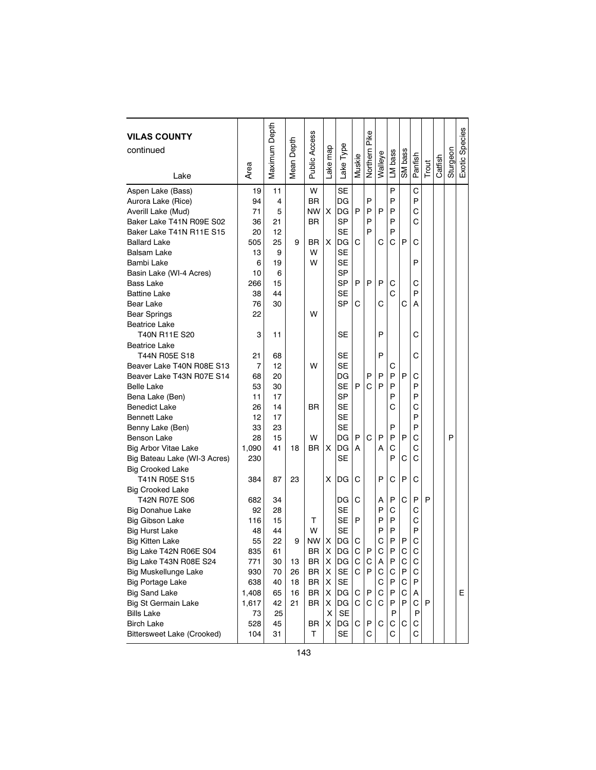## VILAS COUNTY continued

| Lake | Area | Maximum Depth | Mean Depth | Public Access | Lake map | Lake Type | Muskie | Northern Pike | Walleye | LM bass | SM bass | Panfish | Trout | Catfish | Sturgeon | Exotic Species |
|---|---|---|---|---|---|---|---|---|---|---|---|---|---|---|---|---|
| Aspen Lake (Bass) | 19 | 11 | | W | | SE | | | | P | | C | | | | |
| Aurora Lake (Rice) | 94 | 4 | | BR | | DG | | P | | P | | P | | | | |
| Averill Lake (Mud) | 71 | 5 | | NW | X | DG | P | P | P | P | | C | | | | |
| Baker Lake T41N R09E S02 | 36 | 21 | | BR | | SP | | P | | P | | C | | | | |
| Baker Lake T41N R11E S15 | 20 | 12 | | | | SE | | P | | P | | | | | | |
| Ballard Lake | 505 | 25 | 9 | BR | X | DG | C | | C | C | P | C | | | | |
| Balsam Lake | 13 | 9 | | W | | SE | | | | | | | | | | |
| Bambi Lake | 6 | 19 | | W | | SE | | | | | | P | | | | |
| Basin Lake (WI-4 Acres) | 10 | 6 | | | | SP | | | | | | | | | | |
| Bass Lake | 266 | 15 | | | | SP | P | P | P | C | | C | | | | |
| Battine Lake | 38 | 44 | | | | SE | | | | C | | P | | | | |
| Bear Lake | 76 | 30 | | | | SP | C | | C | | C | A | | | | |
| Bear Springs | 22 | | | W | | | | | | | | | | | | |
| Beatrice Lake T40N R11E S20 | 3 | 11 | | | | SE | | | P | | | C | | | | |
| Beatrice Lake T44N R05E S18 | 21 | 68 | | | | SE | | | P | | | C | | | | |
| Beaver Lake T40N R08E S13 | 7 | 12 | | W | | SE | | | | C | | | | | | |
| Beaver Lake T43N R07E S14 | 68 | 20 | | | | DG | | P | P | P | P | C | | | | |
| Belle Lake | 53 | 30 | | | | SE | P | C | P | P | | P | | | | |
| Bena Lake (Ben) | 11 | 17 | | | | SP | | | | P | | P | | | | |
| Benedict Lake | 26 | 14 | | BR | | SE | | | | C | | C | | | | |
| Bennett Lake | 12 | 17 | | | | SE | | | | | | P | | | | |
| Benny Lake (Ben) | 33 | 23 | | | | SE | | | | P | | P | | | | |
| Benson Lake | 28 | 15 | | W | | DG | P | C | P | P | P | C | | | P | |
| Big Arbor Vitae Lake | 1,090 | 41 | 18 | BR | X | DG | A | | A | C | | C | | | | |
| Big Bateau Lake (WI-3 Acres) | 230 | | | | | SE | | | | P | C | C | | | | |
| Big Crooked Lake T41N R05E S15 | 384 | 87 | 23 | | X | DG | C | | P | C | P | C | | | | |
| Big Crooked Lake T42N R07E S06 | 682 | 34 | | | | DG | C | | A | P | C | P | P | | | |
| Big Donahue Lake | 92 | 28 | | | | SE | | | P | C | | C | | | | |
| Big Gibson Lake | 116 | 15 | | T | | SE | P | | P | P | | C | | | | |
| Big Hurst Lake | 48 | 44 | | W | | SE | | | P | P | | P | | | | |
| Big Kitten Lake | 55 | 22 | 9 | NW | X | DG | C | | C | P | P | C | | | | |
| Big Lake T42N R06E S04 | 835 | 61 | | BR | X | DG | C | P | C | P | C | C | | | | |
| Big Lake T43N R08E S24 | 771 | 30 | 13 | BR | X | DG | C | C | A | P | C | C | | | | |
| Big Muskellunge Lake | 930 | 70 | 26 | BR | X | SE | C | P | C | C | P | C | | | | |
| Big Portage Lake | 638 | 40 | 18 | BR | X | SE | | | C | P | C | P | | | | |
| Big Sand Lake | 1,408 | 65 | 16 | BR | X | DG | C | P | C | P | C | A | | | | E |
| Big St Germain Lake | 1,617 | 42 | 21 | BR | X | DG | C | C | C | P | P | C | P | | | |
| Bills Lake | 73 | 25 | | | X | SE | | | | P | | P | | | | |
| Birch Lake | 528 | 45 | | BR | X | DG | C | P | C | C | C | C | | | | |
| Bittersweet Lake (Crooked) | 104 | 31 | | T | | SE | | C | | C | | C | | | | |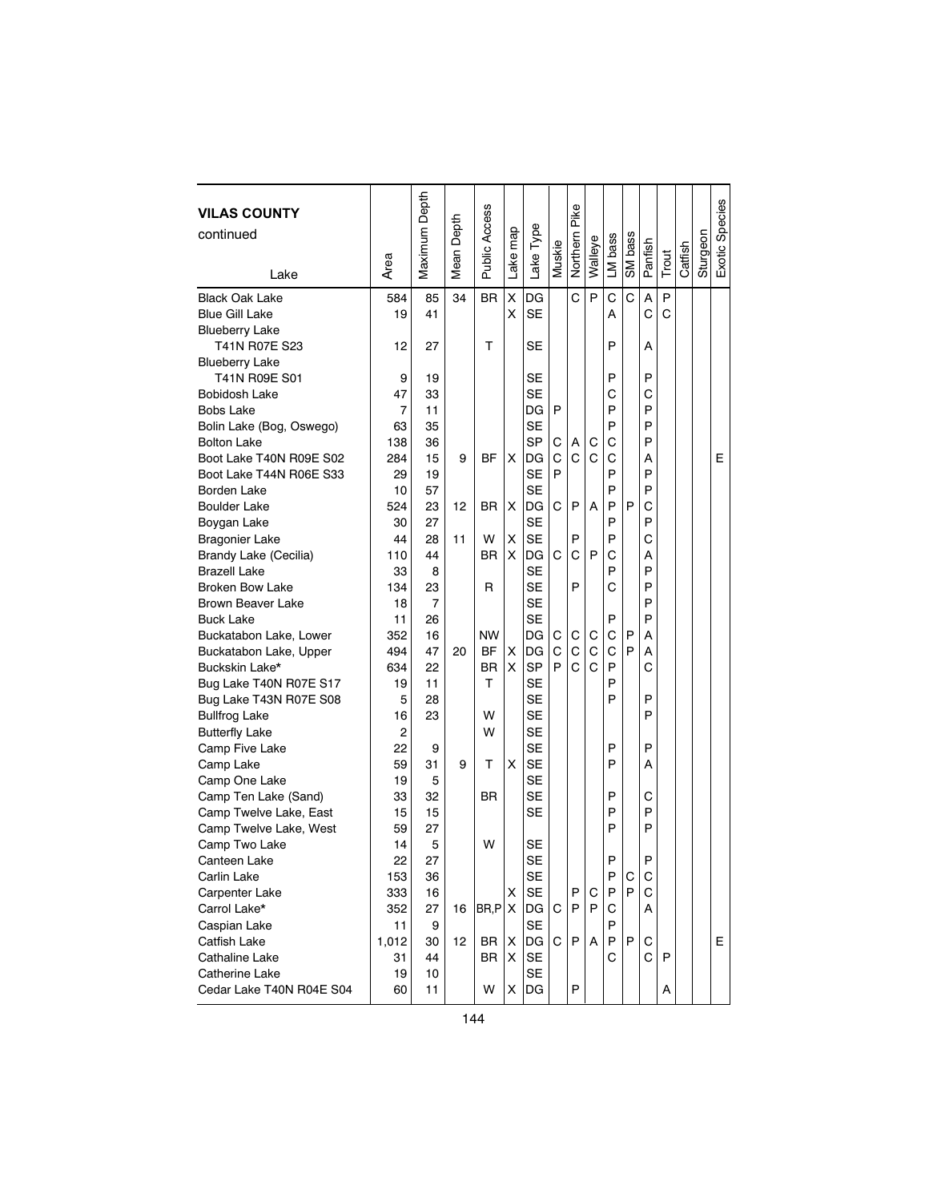| VILAS COUNTY continued Lake | Area | Maximum Depth | Mean Depth | Public Access | Lake map | Lake Type | Muskie | Northern Pike | Walleye | LM bass | SM bass | Panfish | Trout | Catfish | Sturgeon | Exotic Species |
|---|---|---|---|---|---|---|---|---|---|---|---|---|---|---|---|---|
| Black Oak Lake | 584 | 85 | 34 | BR | X | DG | | C | P | C | C | A | P | | | |
| Blue Gill Lake | 19 | 41 | | | X | SE | | | | A | | C | C | | | |
| Blueberry Lake T41N R07E S23 | 12 | 27 | | T | | SE | | | | P | | A | | | | |
| Blueberry Lake T41N R09E S01 | 9 | 19 | | | | SE | | | | P | | P | | | | |
| Bobidosh Lake | 47 | 33 | | | | SE | | | | C | | C | | | | |
| Bobs Lake | 7 | 11 | | | | DG | P | | | P | | P | | | | |
| Bolin Lake (Bog, Oswego) | 63 | 35 | | | | SE | | | | P | | P | | | | |
| Bolton Lake | 138 | 36 | | | | SP | C | A | C | C | | P | | | | |
| Boot Lake T40N R09E S02 | 284 | 15 | 9 | BF | X | DG | C | C | C | C | | A | | | | E |
| Boot Lake T44N R06E S33 | 29 | 19 | | | | SE | P | | | P | | P | | | | |
| Borden Lake | 10 | 57 | | | | SE | | | | P | | P | | | | |
| Boulder Lake | 524 | 23 | 12 | BR | X | DG | C | P | A | P | P | C | | | | |
| Boygan Lake | 30 | 27 | | | | SE | | | | P | | P | | | | |
| Bragonier Lake | 44 | 28 | 11 | W | X | SE | | P | | P | | C | | | | |
| Brandy Lake (Cecilia) | 110 | 44 | | BR | X | DG | C | C | P | C | | A | | | | |
| Brazell Lake | 33 | 8 | | | | SE | | | | P | | P | | | | |
| Broken Bow Lake | 134 | 23 | | R | | SE | | P | | C | | P | | | | |
| Brown Beaver Lake | 18 | 7 | | | | SE | | | | | | P | | | | |
| Buck Lake | 11 | 26 | | | | SE | | | | P | | P | | | | |
| Buckatabon Lake, Lower | 352 | 16 | | NW | | DG | C | C | C | C | P | A | | | | |
| Buckatabon Lake, Upper | 494 | 47 | 20 | BF | X | DG | C | C | C | C | P | A | | | | |
| Buckskin Lake* | 634 | 22 | | BR | X | SP | P | C | C | P | | C | | | | |
| Bug Lake T40N R07E S17 | 19 | 11 | | T | | SE | | | | P | | | | | | |
| Bug Lake T43N R07E S08 | 5 | 28 | | | | SE | | | | P | | P | | | | |
| Bullfrog Lake | 16 | 23 | | W | | SE | | | | | | P | | | | |
| Butterfly Lake | 2 | | | W | | SE | | | | | | | | | | |
| Camp Five Lake | 22 | 9 | | | | SE | | | | P | | P | | | | |
| Camp Lake | 59 | 31 | 9 | T | X | SE | | | | P | | A | | | | |
| Camp One Lake | 19 | 5 | | | | SE | | | | | | | | | | |
| Camp Ten Lake (Sand) | 33 | 32 | | BR | | SE | | | | P | | C | | | | |
| Camp Twelve Lake, East | 15 | 15 | | | | SE | | | | P | | P | | | | |
| Camp Twelve Lake, West | 59 | 27 | | | | | | | | P | | P | | | | |
| Camp Two Lake | 14 | 5 | | W | | SE | | | | | | | | | | |
| Canteen Lake | 22 | 27 | | | | SE | | | | P | | P | | | | |
| Carlin Lake | 153 | 36 | | | | SE | | | | P | C | C | | | | |
| Carpenter Lake | 333 | 16 | | | X | SE | | P | C | P | P | C | | | | |
| Carrol Lake* | 352 | 27 | 16 | BR,P | X | DG | C | P | P | C | | A | | | | |
| Caspian Lake | 11 | 9 | | | | SE | | | | P | | | | | | |
| Catfish Lake | 1,012 | 30 | 12 | BR | X | DG | C | P | A | P | P | C | | | | E |
| Cathaline Lake | 31 | 44 | | BR | X | SE | | | | C | | C | P | | | |
| Catherine Lake | 19 | 10 | | | | SE | | | | | | | | | | |
| Cedar Lake T40N R04E S04 | 60 | 11 | | W | X | DG | | P | | | | | A | | | |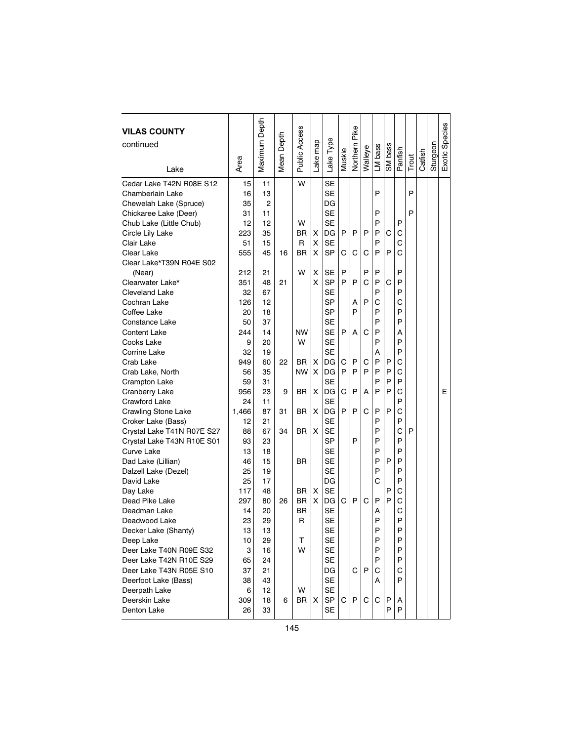| VILAS COUNTY continued Lake | Area | Maximum Depth | Mean Depth | Public Access | Lake map | Lake Type | Muskie | Northern Pike | Walleye | LM bass | SM bass | Panfish | Trout | Catfish | Sturgeon | Exotic Species |
|---|---|---|---|---|---|---|---|---|---|---|---|---|---|---|---|---|
| Cedar Lake T42N R08E S12 | 15 | 11 | | W | | SE | | | | | | | | | | |
| Chamberlain Lake | 16 | 13 | | | | SE | | | | P | | | P | | | |
| Chewelah Lake (Spruce) | 35 | 2 | | | | DG | | | | | | | | | | |
| Chickaree Lake (Deer) | 31 | 11 | | | | SE | | | | P | | | P | | | |
| Chub Lake (Little Chub) | 12 | 12 | | W | | SE | | | | P | | P | | | | |
| Circle Lily Lake | 223 | 35 | | BR | X | DG | P | P | P | P | C | C | | | | |
| Clair Lake | 51 | 15 | | R | X | SE | | | | P | | C | | | | |
| Clear Lake | 555 | 45 | 16 | BR | X | SP | C | C | C | P | P | C | | | | |
| Clear Lake*T39N R04E S02 (Near) | 212 | 21 | | W | X | SE | P | | P | P | | P | | | | |
| Clearwater Lake* | 351 | 48 | 21 | | X | SP | P | P | C | P | C | P | | | | |
| Cleveland Lake | 32 | 67 | | | | SE | | | | P | | P | | | | |
| Cochran Lake | 126 | 12 | | | | SP | | A | P | C | | C | | | | |
| Coffee Lake | 20 | 18 | | | | SP | | P | | P | | P | | | | |
| Constance Lake | 50 | 37 | | | | SE | | | | P | | P | | | | |
| Content Lake | 244 | 14 | | NW | | SE | P | A | C | P | | A | | | | |
| Cooks Lake | 9 | 20 | | W | | SE | | | | P | | P | | | | |
| Corrine Lake | 32 | 19 | | | | SE | | | | A | | P | | | | |
| Crab Lake | 949 | 60 | 22 | BR | X | DG | C | P | C | P | P | C | | | | |
| Crab Lake, North | 56 | 35 | | NW | X | DG | P | P | P | P | P | C | | | | |
| Crampton Lake | 59 | 31 | | | | SE | | | | P | P | P | | | | |
| Cranberry Lake | 956 | 23 | 9 | BR | X | DG | C | P | A | P | P | C | | | | E |
| Crawford Lake | 24 | 11 | | | | SE | | | | | | P | | | | |
| Crawling Stone Lake | 1,466 | 87 | 31 | BR | X | DG | P | P | C | P | P | C | | | | |
| Croker Lake (Bass) | 12 | 21 | | | | SE | | | | P | | P | | | | |
| Crystal Lake T41N R07E S27 | 88 | 67 | 34 | BR | X | SE | | | | P | | C | P | | | |
| Crystal Lake T43N R10E S01 | 93 | 23 | | | | SP | | P | | P | | P | | | | |
| Curve Lake | 13 | 18 | | | | SE | | | | P | | P | | | | |
| Dad Lake (Lillian) | 46 | 15 | | BR | | SE | | | | P | P | P | | | | |
| Dalzell Lake (Dezel) | 25 | 19 | | | | SE | | | | P | | P | | | | |
| David Lake | 25 | 17 | | | | DG | | | | C | | P | | | | |
| Day Lake | 117 | 48 | | BR | X | SE | | | | | P | C | | | | |
| Dead Pike Lake | 297 | 80 | 26 | BR | X | DG | C | P | C | P | P | C | | | | |
| Deadman Lake | 14 | 20 | | BR | | SE | | | | A | | C | | | | |
| Deadwood Lake | 23 | 29 | | R | | SE | | | | P | | P | | | | |
| Decker Lake (Shanty) | 13 | 13 | | | | SE | | | | P | | P | | | | |
| Deep Lake | 10 | 29 | | T | | SE | | | | P | | P | | | | |
| Deer Lake T40N R09E S32 | 3 | 16 | | W | | SE | | | | P | | P | | | | |
| Deer Lake T42N R10E S29 | 65 | 24 | | | | SE | | | | P | | P | | | | |
| Deer Lake T43N R05E S10 | 37 | 21 | | | | DG | | C | P | C | | C | | | | |
| Deerfoot Lake (Bass) | 38 | 43 | | | | SE | | | | A | | P | | | | |
| Deerpath Lake | 6 | 12 | | W | | SE | | | | | | | | | | |
| Deerskin Lake | 309 | 18 | 6 | BR | X | SP | C | P | C | C | P | A | | | | |
| Denton Lake | 26 | 33 | | | | SE | | | | | P | P | | | | |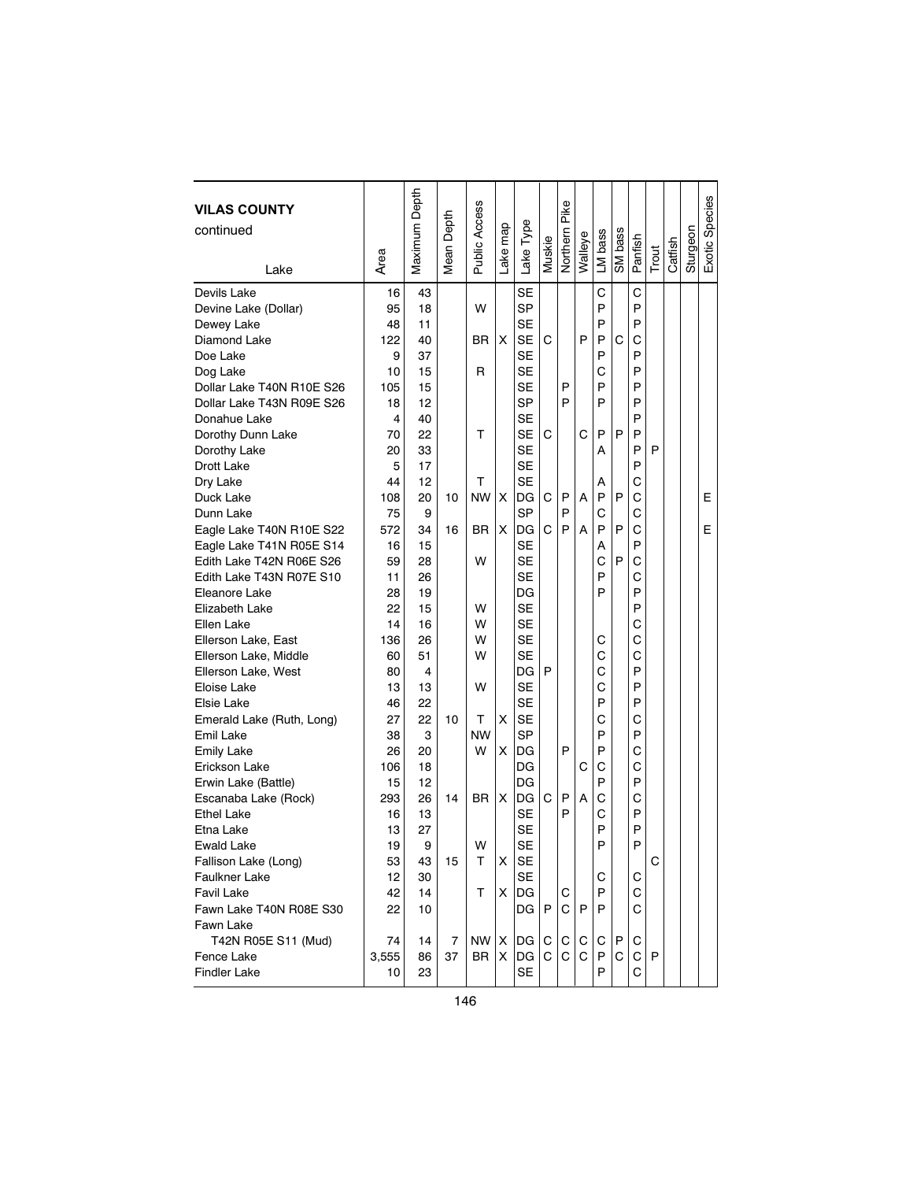| VILAS COUNTY continued<br>Lake | Area | Maximum Depth | Mean Depth | Public Access | Lake map | Lake Type | Muskie | Northern Pike | Walleye | LM bass | SM bass | Panfish | Trout | Catfish | Sturgeon | Exotic Species |
|---|---|---|---|---|---|---|---|---|---|---|---|---|---|---|---|---|
| Devils Lake | 16 | 43 | | | | SE | | | | C | | C | | | | |
| Devine Lake (Dollar) | 95 | 18 | | W | | SP | | | | P | | P | | | | |
| Dewey Lake | 48 | 11 | | | | SE | | | | P | | P | | | | |
| Diamond Lake | 122 | 40 | | BR | X | SE | C | | P | P | C | C | | | | |
| Doe Lake | 9 | 37 | | | | SE | | | | P | | P | | | | |
| Dog Lake | 10 | 15 | | R | | SE | | | | C | | P | | | | |
| Dollar Lake T40N R10E S26 | 105 | 15 | | | | SE | | P | | P | | P | | | | |
| Dollar Lake T43N R09E S26 | 18 | 12 | | | | SP | | P | | P | | P | | | | |
| Donahue Lake | 4 | 40 | | | | SE | | | | | | P | | | | |
| Dorothy Dunn Lake | 70 | 22 | | T | | SE | C | | C | P | P | P | | | | |
| Dorothy Lake | 20 | 33 | | | | SE | | | | A | | P | P | | | |
| Drott Lake | 5 | 17 | | | | SE | | | | | | P | | | | |
| Dry Lake | 44 | 12 | | T | | SE | | | | A | | C | | | | |
| Duck Lake | 108 | 20 | 10 | NW | X | DG | C | P | A | P | P | C | | | | E |
| Dunn Lake | 75 | 9 | | | | SP | | P | | C | | C | | | | |
| Eagle Lake T40N R10E S22 | 572 | 34 | 16 | BR | X | DG | C | P | A | P | P | C | | | | E |
| Eagle Lake T41N R05E S14 | 16 | 15 | | | | SE | | | | A | | P | | | | |
| Edith Lake T42N R06E S26 | 59 | 28 | | W | | SE | | | | C | P | C | | | | |
| Edith Lake T43N R07E S10 | 11 | 26 | | | | SE | | | | P | | C | | | | |
| Eleanore Lake | 28 | 19 | | | | DG | | | | P | | P | | | | |
| Elizabeth Lake | 22 | 15 | | W | | SE | | | | | | P | | | | |
| Ellen Lake | 14 | 16 | | W | | SE | | | | | | C | | | | |
| Ellerson Lake, East | 136 | 26 | | W | | SE | | | | C | | C | | | | |
| Ellerson Lake, Middle | 60 | 51 | | W | | SE | | | | C | | C | | | | |
| Ellerson Lake, West | 80 | 4 | | | | DG | P | | | C | | P | | | | |
| Eloise Lake | 13 | 13 | | W | | SE | | | | C | | P | | | | |
| Elsie Lake | 46 | 22 | | | | SE | | | | P | | P | | | | |
| Emerald Lake (Ruth, Long) | 27 | 22 | 10 | T | X | SE | | | | C | | C | | | | |
| Emil Lake | 38 | 3 | | NW | | SP | | | | P | | P | | | | |
| Emily Lake | 26 | 20 | | W | X | DG | | P | | P | | C | | | | |
| Erickson Lake | 106 | 18 | | | | DG | | | C | C | | C | | | | |
| Erwin Lake (Battle) | 15 | 12 | | | | DG | | | | P | | P | | | | |
| Escanaba Lake (Rock) | 293 | 26 | 14 | BR | X | DG | C | P | A | C | | C | | | | |
| Ethel Lake | 16 | 13 | | | | SE | | P | | C | | P | | | | |
| Etna Lake | 13 | 27 | | | | SE | | | | P | | P | | | | |
| Ewald Lake | 19 | 9 | | W | | SE | | | | P | | P | | | | |
| Fallison Lake (Long) | 53 | 43 | 15 | T | X | SE | | | | | | | C | | | |
| Faulkner Lake | 12 | 30 | | | | SE | | | | C | | C | | | | |
| Favil Lake | 42 | 14 | | T | X | DG | | C | | P | | C | | | | |
| Fawn Lake T40N R08E S30 | 22 | 10 | | | | DG | P | C | P | P | | C | | | | |
| Fawn Lake T42N R05E S11 (Mud) | 74 | 14 | 7 | NW | X | DG | C | C | C | C | P | C | | | | |
| Fence Lake | 3,555 | 86 | 37 | BR | X | DG | C | C | C | P | C | C | P | | | |
| Findler Lake | 10 | 23 | | | | SE | | | | P | | C | | | | |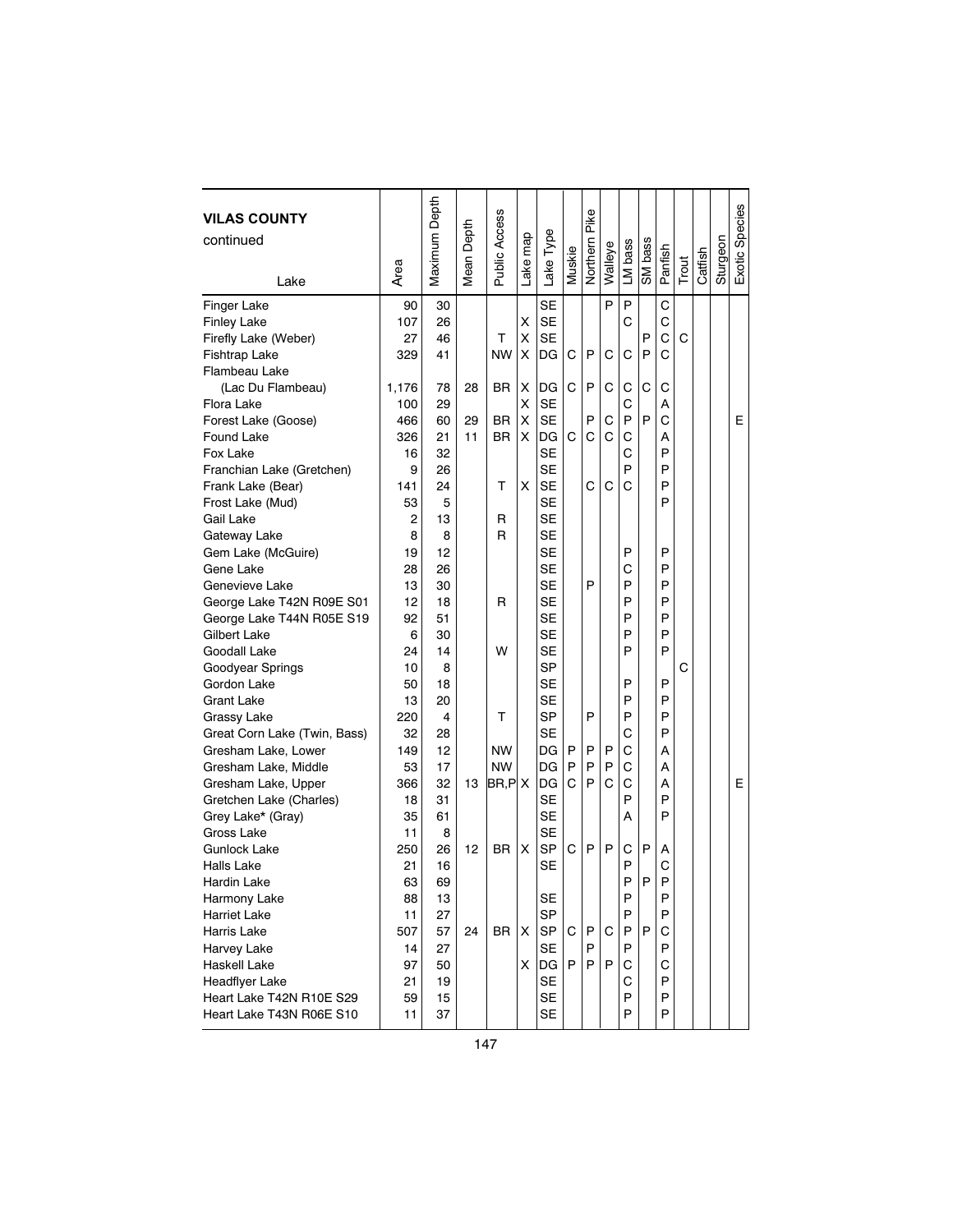| VILAS COUNTY continued Lake | Area | Maximum Depth | Mean Depth | Public Access | Lake map | Lake Type | Muskie | Northern Pike | Walleye | LM bass | SM bass | Panfish | Trout | Catfish | Sturgeon | Exotic Species |
|---|---|---|---|---|---|---|---|---|---|---|---|---|---|---|---|---|
| Finger Lake | 90 | 30 | | | | SE | | | P | P | | C | | | | |
| Finley Lake | 107 | 26 | | | X | SE | | | | C | | C | | | | |
| Firefly Lake (Weber) | 27 | 46 | | T | X | SE | | | | | P | C | C | | | |
| Fishtrap Lake | 329 | 41 | | NW | X | DG | C | P | C | C | P | C | | | | |
| Flambeau Lake | | | | | | | | | | | | | | | | |
| (Lac Du Flambeau) | 1,176 | 78 | 28 | BR | X | DG | C | P | C | C | C | C | | | | |
| Flora Lake | 100 | 29 | | | X | SE | | | | C | | A | | | | |
| Forest Lake (Goose) | 466 | 60 | 29 | BR | X | SE | | P | C | P | P | C | | | | E |
| Found Lake | 326 | 21 | 11 | BR | X | DG | C | C | C | C | | A | | | | |
| Fox Lake | 16 | 32 | | | | SE | | | | C | | P | | | | |
| Franchian Lake (Gretchen) | 9 | 26 | | | | SE | | | | P | | P | | | | |
| Frank Lake (Bear) | 141 | 24 | | T | X | SE | | C | C | C | | P | | | | |
| Frost Lake (Mud) | 53 | 5 | | | | SE | | | | | | P | | | | |
| Gail Lake | 2 | 13 | | R | | SE | | | | | | | | | | |
| Gateway Lake | 8 | 8 | | R | | SE | | | | | | | | | | |
| Gem Lake (McGuire) | 19 | 12 | | | | SE | | | | P | | P | | | | |
| Gene Lake | 28 | 26 | | | | SE | | | | C | | P | | | | |
| Genevieve Lake | 13 | 30 | | | | SE | | P | | P | | P | | | | |
| George Lake T42N R09E S01 | 12 | 18 | | R | | SE | | | | P | | P | | | | |
| George Lake T44N R05E S19 | 92 | 51 | | | | SE | | | | P | | P | | | | |
| Gilbert Lake | 6 | 30 | | | | SE | | | | P | | P | | | | |
| Goodall Lake | 24 | 14 | | W | | SE | | | | P | | P | | | | |
| Goodyear Springs | 10 | 8 | | | | SP | | | | | | | C | | | |
| Gordon Lake | 50 | 18 | | | | SE | | | | P | | P | | | | |
| Grant Lake | 13 | 20 | | | | SE | | | | P | | P | | | | |
| Grassy Lake | 220 | 4 | | T | | SP | | P | | P | | P | | | | |
| Great Corn Lake (Twin, Bass) | 32 | 28 | | | | SE | | | | C | | P | | | | |
| Gresham Lake, Lower | 149 | 12 | | NW | | DG | P | P | P | C | | A | | | | |
| Gresham Lake, Middle | 53 | 17 | | NW | | DG | P | P | P | C | | A | | | | |
| Gresham Lake, Upper | 366 | 32 | 13 | BR,P | X | DG | C | P | C | C | | A | | | | E |
| Gretchen Lake (Charles) | 18 | 31 | | | | SE | | | | P | | P | | | | |
| Grey Lake* (Gray) | 35 | 61 | | | | SE | | | | A | | P | | | | |
| Gross Lake | 11 | 8 | | | | SE | | | | | | | | | | |
| Gunlock Lake | 250 | 26 | 12 | BR | X | SP | C | P | P | C | P | A | | | | |
| Halls Lake | 21 | 16 | | | | SE | | | | P | | C | | | | |
| Hardin Lake | 63 | 69 | | | | | | | | P | P | P | | | | |
| Harmony Lake | 88 | 13 | | | | SE | | | | P | | P | | | | |
| Harriet Lake | 11 | 27 | | | | SP | | | | P | | P | | | | |
| Harris Lake | 507 | 57 | 24 | BR | X | SP | C | P | C | P | P | C | | | | |
| Harvey Lake | 14 | 27 | | | | SE | | P | | P | | P | | | | |
| Haskell Lake | 97 | 50 | | | X | DG | P | P | P | C | | C | | | | |
| Headflyer Lake | 21 | 19 | | | | SE | | | | C | | P | | | | |
| Heart Lake T42N R10E S29 | 59 | 15 | | | | SE | | | | P | | P | | | | |
| Heart Lake T43N R06E S10 | 11 | 37 | | | | SE | | | | P | | P | | | | |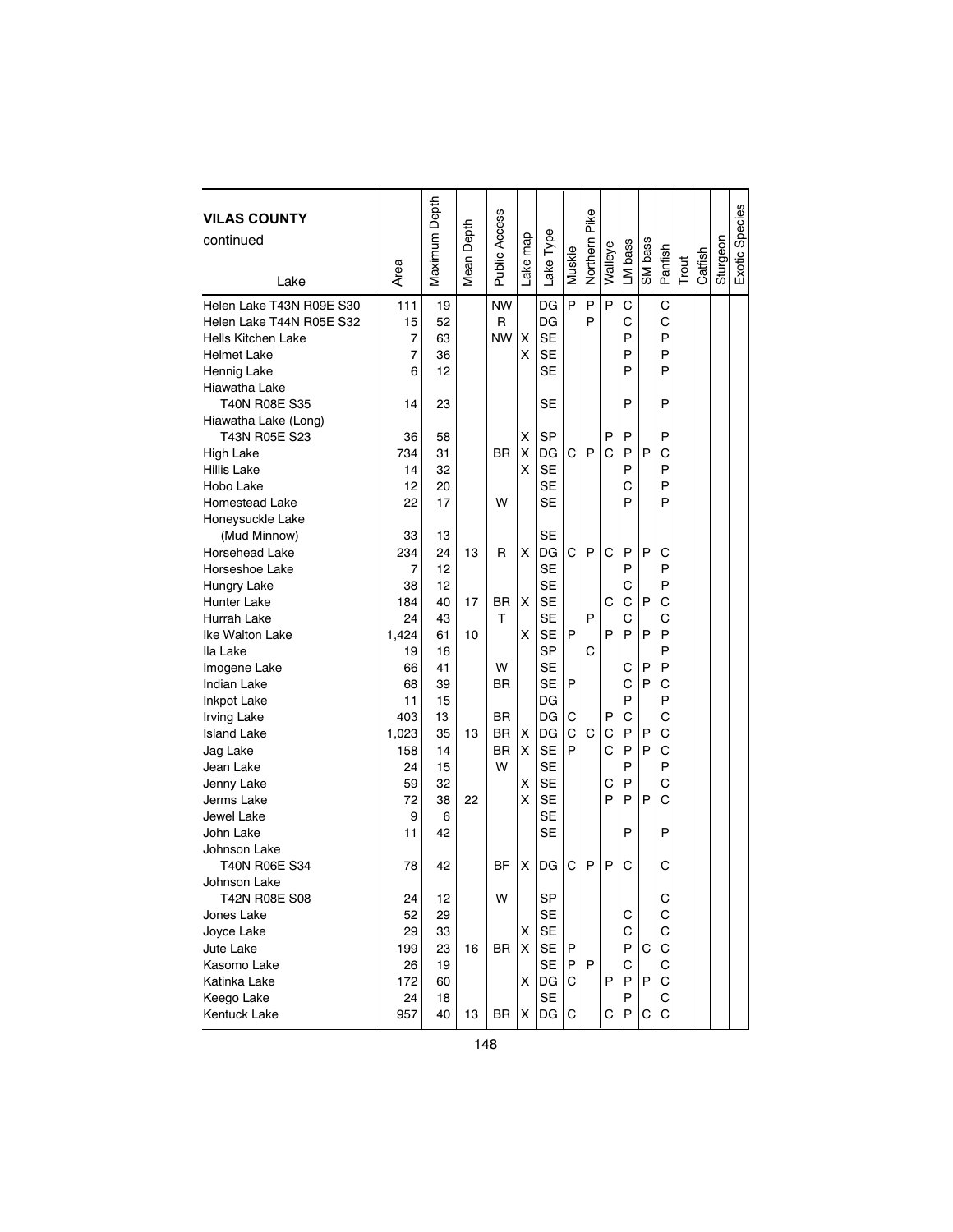| VILAS COUNTY continued Lake | Area | Maximum Depth | Mean Depth | Public Access | Lake map | Lake Type | Muskie | Northern Pike | Walleye | LM bass | SM bass | Panfish | Trout | Catfish | Sturgeon | Exotic Species |
|---|---|---|---|---|---|---|---|---|---|---|---|---|---|---|---|---|
| Helen Lake T43N R09E S30 | 111 | 19 | | NW | | DG | P | P | P | C | | C | | | | |
| Helen Lake T44N R05E S32 | 15 | 52 | | R | | DG | | P | | C | | C | | | | |
| Hells Kitchen Lake | 7 | 63 | | NW | X | SE | | | | P | | P | | | | |
| Helmet Lake | 7 | 36 | | | X | SE | | | | P | | P | | | | |
| Hennig Lake | 6 | 12 | | | | SE | | | | P | | P | | | | |
| Hiawatha Lake T40N R08E S35 | 14 | 23 | | | | SE | | | | P | | P | | | | |
| Hiawatha Lake (Long) T43N R05E S23 | 36 | 58 | | | X | SP | | | P | P | | P | | | | |
| High Lake | 734 | 31 | | BR | X | DG | C | P | C | P | P | C | | | | |
| Hillis Lake | 14 | 32 | | | X | SE | | | | P | | P | | | | |
| Hobo Lake | 12 | 20 | | | | SE | | | | C | | P | | | | |
| Homestead Lake | 22 | 17 | | W | | SE | | | | P | | P | | | | |
| Honeysuckle Lake (Mud Minnow) | 33 | 13 | | | | SE | | | | | | | | | | |
| Horsehead Lake | 234 | 24 | 13 | R | X | DG | C | P | C | P | P | C | | | | |
| Horseshoe Lake | 7 | 12 | | | | SE | | | | P | | P | | | | |
| Hungry Lake | 38 | 12 | | | | SE | | | | C | | P | | | | |
| Hunter Lake | 184 | 40 | 17 | BR | X | SE | | | C | C | P | C | | | | |
| Hurrah Lake | 24 | 43 | | T | | SE | | P | | C | | C | | | | |
| Ike Walton Lake | 1,424 | 61 | 10 | | X | SE | P | | P | P | P | P | | | | |
| Ila Lake | 19 | 16 | | | | SP | | C | | | | P | | | | |
| Imogene Lake | 66 | 41 | | W | | SE | | | | C | P | P | | | | |
| Indian Lake | 68 | 39 | | BR | | SE | P | | | C | P | C | | | | |
| Inkpot Lake | 11 | 15 | | | | DG | | | | P | | P | | | | |
| Irving Lake | 403 | 13 | | BR | | DG | C | | P | C | | C | | | | |
| Island Lake | 1,023 | 35 | 13 | BR | X | DG | C | C | C | P | P | C | | | | |
| Jag Lake | 158 | 14 | | BR | X | SE | P | | C | P | P | C | | | | |
| Jean Lake | 24 | 15 | | W | | SE | | | | P | | P | | | | |
| Jenny Lake | 59 | 32 | | | X | SE | | | C | P | | C | | | | |
| Jerms Lake | 72 | 38 | 22 | | X | SE | | | P | P | P | C | | | | |
| Jewel Lake | 9 | 6 | | | | SE | | | | | | | | | | |
| John Lake | 11 | 42 | | | | SE | | | | P | | P | | | | |
| Johnson Lake T40N R06E S34 | 78 | 42 | | BF | X | DG | C | P | P | C | | C | | | | |
| Johnson Lake T42N R08E S08 | 24 | 12 | | W | | SP | | | | | | C | | | | |
| Jones Lake | 52 | 29 | | | | SE | | | | C | | C | | | | |
| Joyce Lake | 29 | 33 | | | X | SE | | | | C | | C | | | | |
| Jute Lake | 199 | 23 | 16 | BR | X | SE | P | | | P | C | C | | | | |
| Kasomo Lake | 26 | 19 | | | | SE | P | P | | C | | C | | | | |
| Katinka Lake | 172 | 60 | | | X | DG | C | | P | P | P | C | | | | |
| Keego Lake | 24 | 18 | | | | SE | | | | P | | C | | | | |
| Kentuck Lake | 957 | 40 | 13 | BR | X | DG | C | | C | P | C | C | | | | |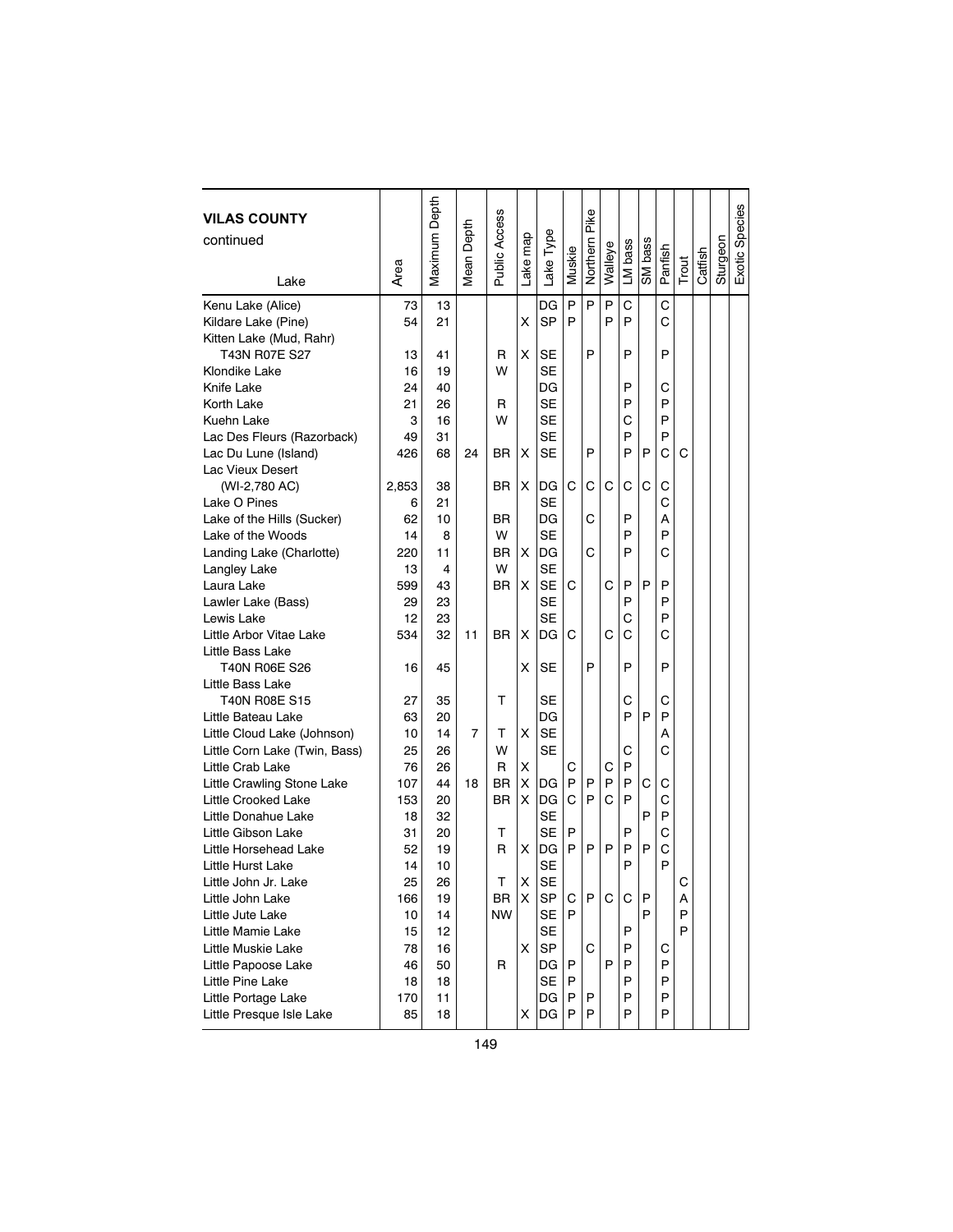| VILAS COUNTY continued<br>Lake | Area | Maximum Depth | Mean Depth | Public Access | Lake map | Lake Type | Muskie | Northern Pike | Walleye | LM bass | SM bass | Panfish | Trout | Catfish | Sturgeon | Exotic Species |
|---|---|---|---|---|---|---|---|---|---|---|---|---|---|---|---|---|
| Kenu Lake (Alice) | 73 | 13 | | | | DG | P | P | P | C | | C | | | | |
| Kildare Lake (Pine) | 54 | 21 | | | X | SP | P | | P | P | | C | | | | |
| Kitten Lake (Mud, Rahr) T43N R07E S27 | 13 | 41 | | R | X | SE | | P | | P | | P | | | | |
| Klondike Lake | 16 | 19 | | W | | SE | | | | | | | | | | |
| Knife Lake | 24 | 40 | | | | DG | | | | P | | C | | | | |
| Korth Lake | 21 | 26 | | R | | SE | | | | P | | P | | | | |
| Kuehn Lake | 3 | 16 | | W | | SE | | | | C | | P | | | | |
| Lac Des Fleurs (Razorback) | 49 | 31 | | | | SE | | | | P | | P | | | | |
| Lac Du Lune (Island) | 426 | 68 | 24 | BR | X | SE | | P | | P | P | C | C | | | |
| Lac Vieux Desert (WI-2,780 AC) | 2,853 | 38 | | BR | X | DG | C | C | C | C | C | C | | | | |
| Lake O Pines | 6 | 21 | | | | SE | | | | | | C | | | | |
| Lake of the Hills (Sucker) | 62 | 10 | | BR | | DG | | C | | P | | A | | | | |
| Lake of the Woods | 14 | 8 | | W | | SE | | | | P | | P | | | | |
| Landing Lake (Charlotte) | 220 | 11 | | BR | X | DG | | C | | P | | C | | | | |
| Langley Lake | 13 | 4 | | W | | SE | | | | | | | | | | |
| Laura Lake | 599 | 43 | | BR | X | SE | C | | C | P | P | P | | | | |
| Lawler Lake (Bass) | 29 | 23 | | | | SE | | | | P | | P | | | | |
| Lewis Lake | 12 | 23 | | | | SE | | | | C | | P | | | | |
| Little Arbor Vitae Lake | 534 | 32 | 11 | BR | X | DG | C | | C | C | | C | | | | |
| Little Bass Lake T40N R06E S26 | 16 | 45 | | | X | SE | | P | | P | | P | | | | |
| Little Bass Lake T40N R08E S15 | 27 | 35 | | T | | SE | | | | C | | C | | | | |
| Little Bateau Lake | 63 | 20 | | | | DG | | | | P | P | P | | | | |
| Little Cloud Lake (Johnson) | 10 | 14 | 7 | T | X | SE | | | | | | A | | | | |
| Little Corn Lake (Twin, Bass) | 25 | 26 | | W | | SE | | | | C | | C | | | | |
| Little Crab Lake | 76 | 26 | | R | X | | C | | C | P | | | | | | |
| Little Crawling Stone Lake | 107 | 44 | 18 | BR | X | DG | P | P | P | P | C | C | | | | |
| Little Crooked Lake | 153 | 20 | | BR | X | DG | C | P | C | P | | C | | | | |
| Little Donahue Lake | 18 | 32 | | | | SE | | | | | P | P | | | | |
| Little Gibson Lake | 31 | 20 | | T | | SE | P | | | P | | C | | | | |
| Little Horsehead Lake | 52 | 19 | | R | X | DG | P | P | P | P | P | C | | | | |
| Little Hurst Lake | 14 | 10 | | | | SE | | | | P | | P | | | | |
| Little John Jr. Lake | 25 | 26 | | T | X | SE | | | | | | | C | | | |
| Little John Lake | 166 | 19 | | BR | X | SP | C | P | C | C | P | | A | | | |
| Little Jute Lake | 10 | 14 | | NW | | SE | P | | | | P | | P | | | |
| Little Mamie Lake | 15 | 12 | | | | SE | | | | P | | | P | | | |
| Little Muskie Lake | 78 | 16 | | | X | SP | | C | | P | | C | | | | |
| Little Papoose Lake | 46 | 50 | | R | | DG | P | | P | P | | P | | | | |
| Little Pine Lake | 18 | 18 | | | | SE | P | | | P | | P | | | | |
| Little Portage Lake | 170 | 11 | | | | DG | P | P | | P | | P | | | | |
| Little Presque Isle Lake | 85 | 18 | | | X | DG | P | P | | P | | P | | | | |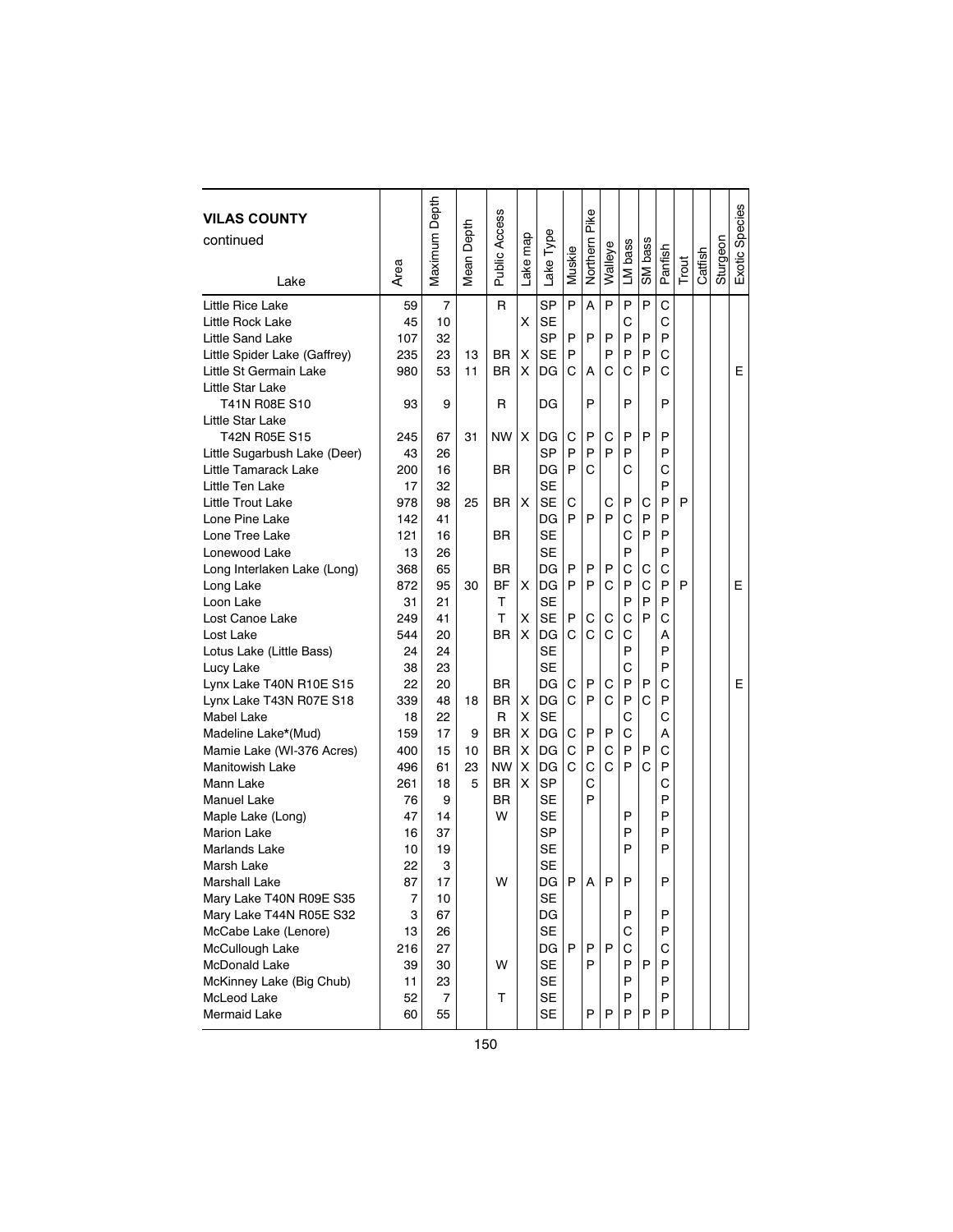| **VILAS COUNTY** continued<br>Lake | Area | Maximum Depth | Mean Depth | Public Access | Lake map | Lake Type | Muskie | Northern Pike | Walleye | LM bass | SM bass | Panfish | Trout | Catfish | Sturgeon | Exotic Species |
|---|---|---|---|---|---|---|---|---|---|---|---|---|---|---|---|---|
| Little Rice Lake | 59 | 7 | | R | | SP | P | A | P | P | P | C | | | | |
| Little Rock Lake | 45 | 10 | | | X | SE | | | | C | | C | | | | |
| Little Sand Lake | 107 | 32 | | | | SP | P | P | P | P | P | P | | | | |
| Little Spider Lake (Gaffrey) | 235 | 23 | 13 | BR | X | SE | P | | P | P | P | C | | | | |
| Little St Germain Lake | 980 | 53 | 11 | BR | X | DG | C | A | C | C | P | C | | | | E |
| Little Star Lake | | | | | | | | | | | | | | | | |
| T41N R08E S10 | 93 | 9 | | R | | DG | | P | | P | | P | | | | |
| Little Star Lake | | | | | | | | | | | | | | | | |
| T42N R05E S15 | 245 | 67 | 31 | NW | X | DG | C | P | C | P | P | P | | | | |
| Little Sugarbush Lake (Deer) | 43 | 26 | | | | SP | P | P | P | P | | P | | | | |
| Little Tamarack Lake | 200 | 16 | | BR | | DG | P | C | | C | | C | | | | |
| Little Ten Lake | 17 | 32 | | | | SE | | | | | | P | | | | |
| Little Trout Lake | 978 | 98 | 25 | BR | X | SE | C | | C | P | C | P | P | | | |
| Lone Pine Lake | 142 | 41 | | | | DG | P | P | P | C | P | P | | | | |
| Lone Tree Lake | 121 | 16 | | BR | | SE | | | | C | P | P | | | | |
| Lonewood Lake | 13 | 26 | | | | SE | | | | P | | P | | | | |
| Long Interlaken Lake (Long) | 368 | 65 | | BR | | DG | P | P | P | C | C | C | | | | |
| Long Lake | 872 | 95 | 30 | BF | X | DG | P | P | C | P | C | P | P | | | E |
| Loon Lake | 31 | 21 | | T | | SE | | | | P | P | P | | | | |
| Lost Canoe Lake | 249 | 41 | | T | X | SE | P | C | C | C | P | C | | | | |
| Lost Lake | 544 | 20 | | BR | X | DG | C | C | C | C | | A | | | | |
| Lotus Lake (Little Bass) | 24 | 24 | | | | SE | | | | P | | P | | | | |
| Lucy Lake | 38 | 23 | | | | SE | | | | C | | P | | | | |
| Lynx Lake T40N R10E S15 | 22 | 20 | | BR | | DG | C | P | C | P | P | C | | | | E |
| Lynx Lake T43N R07E S18 | 339 | 48 | 18 | BR | X | DG | C | P | C | P | C | P | | | | |
| Mabel Lake | 18 | 22 | | R | X | SE | | | | C | | C | | | | |
| Madeline Lake*(Mud) | 159 | 17 | 9 | BR | X | DG | C | P | P | C | | A | | | | |
| Mamie Lake (WI-376 Acres) | 400 | 15 | 10 | BR | X | DG | C | P | C | P | P | C | | | | |
| Manitowish Lake | 496 | 61 | 23 | NW | X | DG | C | C | C | P | C | P | | | | |
| Mann Lake | 261 | 18 | 5 | BR | X | SP | | C | | | | C | | | | |
| Manuel Lake | 76 | 9 | | BR | | SE | | P | | | | P | | | | |
| Maple Lake (Long) | 47 | 14 | | W | | SE | | | | P | | P | | | | |
| Marion Lake | 16 | 37 | | | | SP | | | | P | | P | | | | |
| Marlands Lake | 10 | 19 | | | | SE | | | | P | | P | | | | |
| Marsh Lake | 22 | 3 | | | | SE | | | | | | | | | | |
| Marshall Lake | 87 | 17 | | W | | DG | P | A | P | P | | P | | | | |
| Mary Lake T40N R09E S35 | 7 | 10 | | | | SE | | | | | | | | | | |
| Mary Lake T44N R05E S32 | 3 | 67 | | | | DG | | | | P | | P | | | | |
| McCabe Lake (Lenore) | 13 | 26 | | | | SE | | | | C | | P | | | | |
| McCullough Lake | 216 | 27 | | | | DG | P | P | P | C | | C | | | | |
| McDonald Lake | 39 | 30 | | W | | SE | | P | | P | P | P | | | | |
| McKinney Lake (Big Chub) | 11 | 23 | | | | SE | | | | P | | P | | | | |
| McLeod Lake | 52 | 7 | | T | | SE | | | | P | | P | | | | |
| Mermaid Lake | 60 | 55 | | | | SE | | P | P | P | P | P | | | | |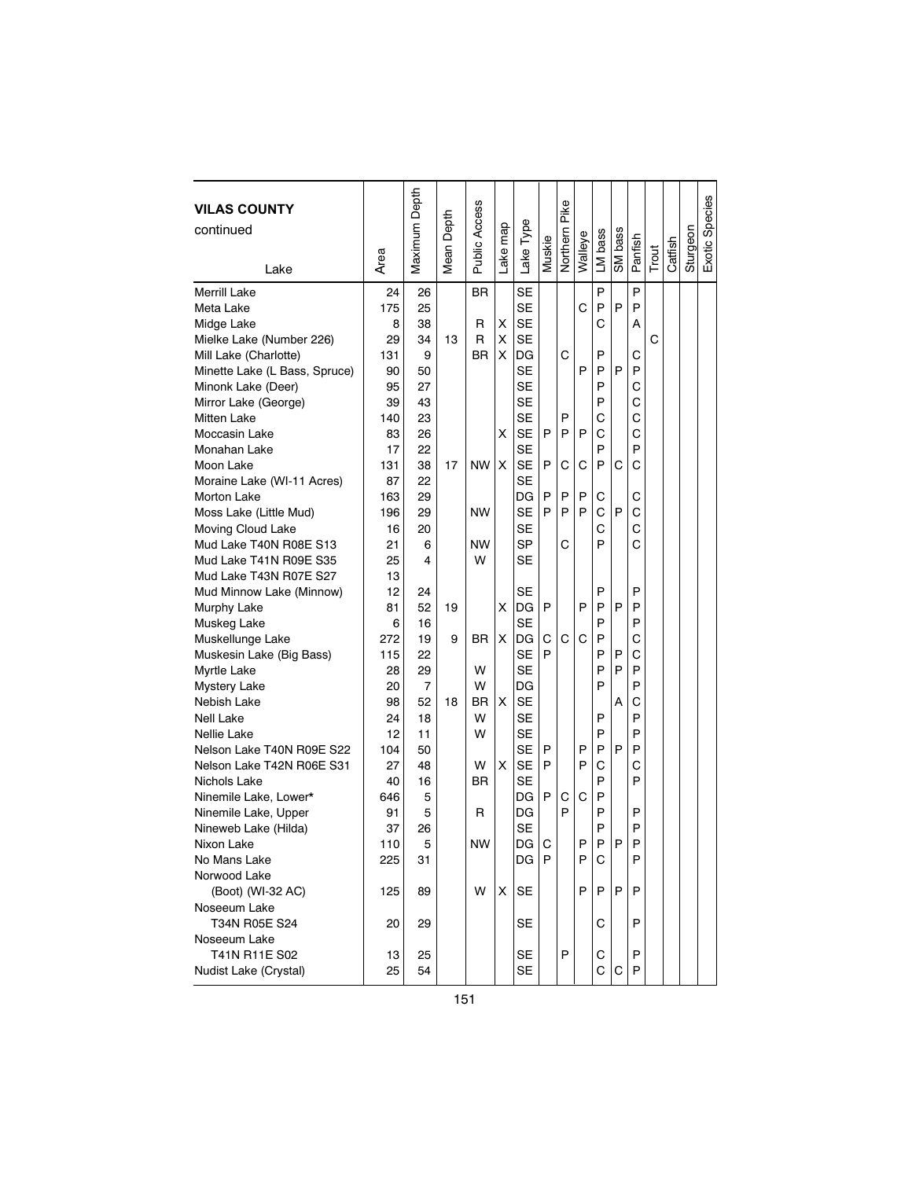# VILAS COUNTY continued

| Lake | Area | Maximum Depth | Mean Depth | Public Access | Lake map | Lake Type | Muskie | Northern Pike | Walleye | LM bass | SM bass | Panfish | Trout | Catfish | Sturgeon | Exotic Species |
|---|---|---|---|---|---|---|---|---|---|---|---|---|---|---|---|---|
| Merrill Lake | 24 | 26 | | BR | | SE | | | | P | | P | | | | |
| Meta Lake | 175 | 25 | | | | SE | | | C | P | P | P | | | | |
| Midge Lake | 8 | 38 | | R | X | SE | | | | C | | A | | | | |
| Mielke Lake (Number 226) | 29 | 34 | 13 | R | X | SE | | | | | | | C | | | |
| Mill Lake (Charlotte) | 131 | 9 | | BR | X | DG | | C | | P | | C | | | | |
| Minette Lake (L Bass, Spruce) | 90 | 50 | | | | SE | | | P | P | P | P | | | | |
| Minonk Lake (Deer) | 95 | 27 | | | | SE | | | | P | | C | | | | |
| Mirror Lake (George) | 39 | 43 | | | | SE | | | | P | | C | | | | |
| Mitten Lake | 140 | 23 | | | | SE | | P | | C | | C | | | | |
| Moccasin Lake | 83 | 26 | | | X | SE | P | P | P | C | | C | | | | |
| Monahan Lake | 17 | 22 | | | | SE | | | | P | | P | | | | |
| Moon Lake | 131 | 38 | 17 | NW | X | SE | P | C | C | P | C | C | | | | |
| Moraine Lake (WI-11 Acres) | 87 | 22 | | | | SE | | | | | | | | | | |
| Morton Lake | 163 | 29 | | | | DG | P | P | P | C | | C | | | | |
| Moss Lake (Little Mud) | 196 | 29 | | NW | | SE | P | P | P | C | P | C | | | | |
| Moving Cloud Lake | 16 | 20 | | | | SE | | | | C | | C | | | | |
| Mud Lake T40N R08E S13 | 21 | 6 | | NW | | SP | | C | | P | | C | | | | |
| Mud Lake T41N R09E S35 | 25 | 4 | | W | | SE | | | | | | | | | | |
| Mud Lake T43N R07E S27 | 13 | | | | | | | | | | | | | | | |
| Mud Minnow Lake (Minnow) | 12 | 24 | | | | SE | | | | P | | P | | | | |
| Murphy Lake | 81 | 52 | 19 | | X | DG | P | | P | P | P | P | | | | |
| Muskeg Lake | 6 | 16 | | | | SE | | | | P | | P | | | | |
| Muskellunge Lake | 272 | 19 | 9 | BR | X | DG | C | C | C | P | | C | | | | |
| Muskesin Lake (Big Bass) | 115 | 22 | | | | SE | P | | | P | P | C | | | | |
| Myrtle Lake | 28 | 29 | | W | | SE | | | | P | P | P | | | | |
| Mystery Lake | 20 | 7 | | W | | DG | | | | P | | P | | | | |
| Nebish Lake | 98 | 52 | 18 | BR | X | SE | | | | | A | C | | | | |
| Nell Lake | 24 | 18 | | W | | SE | | | | P | | P | | | | |
| Nellie Lake | 12 | 11 | | W | | SE | | | | P | | P | | | | |
| Nelson Lake T40N R09E S22 | 104 | 50 | | | | SE | P | | P | P | P | P | | | | |
| Nelson Lake T42N R06E S31 | 27 | 48 | | W | X | SE | P | | P | C | | C | | | | |
| Nichols Lake | 40 | 16 | | BR | | SE | | | | P | | P | | | | |
| Ninemile Lake, Lower* | 646 | 5 | | | | DG | P | C | C | P | | | | | | |
| Ninemile Lake, Upper | 91 | 5 | | R | | DG | | P | | P | | P | | | | |
| Nineweb Lake (Hilda) | 37 | 26 | | | | SE | | | | P | | P | | | | |
| Nixon Lake | 110 | 5 | | NW | | DG | C | | P | P | P | P | | | | |
| No Mans Lake | 225 | 31 | | | | DG | P | | P | C | | P | | | | |
| Norwood Lake (Boot) (WI-32 AC) | 125 | 89 | | W | X | SE | | | P | P | P | P | | | | |
| Noseeum Lake T34N R05E S24 | 20 | 29 | | | | SE | | | | C | | P | | | | |
| Noseeum Lake T41N R11E S02 | 13 | 25 | | | | SE | | P | | C | | P | | | | |
| Nudist Lake (Crystal) | 25 | 54 | | | | SE | | | | C | C | P | | | | |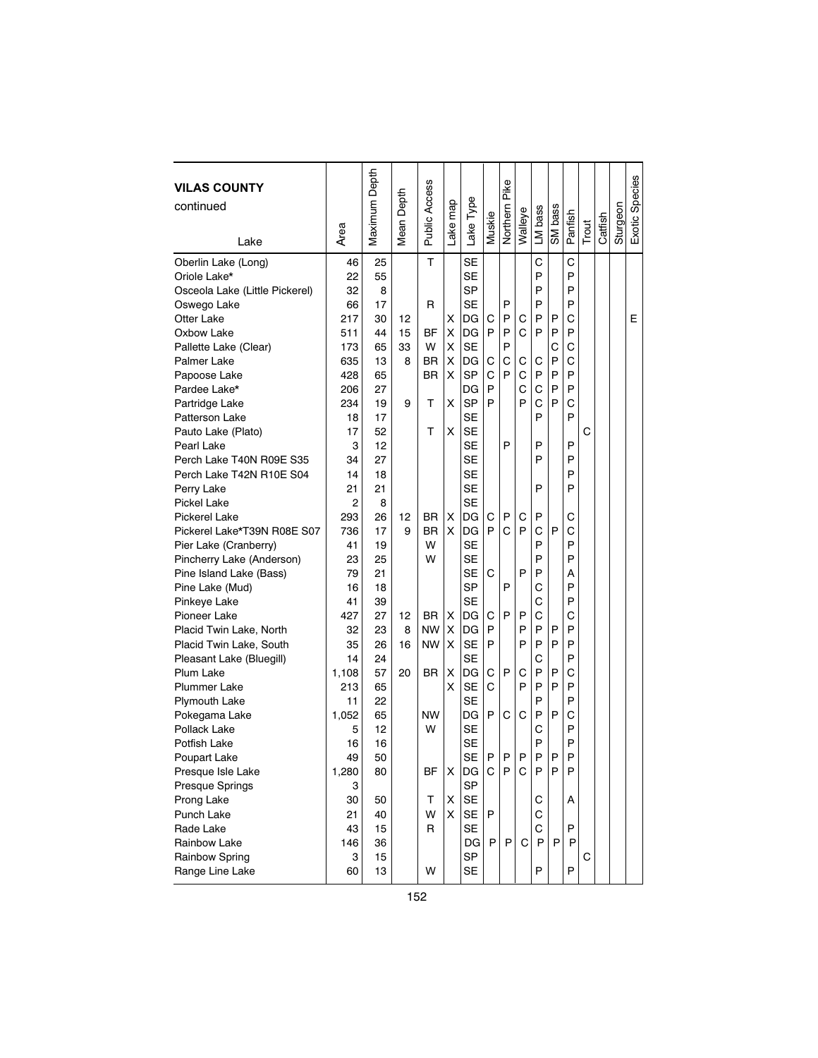| VILAS COUNTY continued Lake | Area | Maximum Depth | Mean Depth | Public Access | Lake map | Lake Type | Muskie | Northern Pike | Walleye | LM bass | SM bass | Panfish | Trout | Catfish | Sturgeon | Exotic Species |
|---|---|---|---|---|---|---|---|---|---|---|---|---|---|---|---|---|
| Oberlin Lake (Long) | 46 | 25 | | T | | SE | | | | C | | C | | | | |
| Oriole Lake* | 22 | 55 | | | | SE | | | | P | | P | | | | |
| Osceola Lake (Little Pickerel) | 32 | 8 | | | | SP | | | | P | | P | | | | |
| Oswego Lake | 66 | 17 | | R | | SE | | P | | P | | P | | | | |
| Otter Lake | 217 | 30 | 12 | | X | DG | C | P | C | P | P | C | | | | E |
| Oxbow Lake | 511 | 44 | 15 | BF | X | DG | P | P | C | P | P | P | | | | |
| Pallette Lake (Clear) | 173 | 65 | 33 | W | X | SE | | P | | | C | C | | | | |
| Palmer Lake | 635 | 13 | 8 | BR | X | DG | C | C | C | C | P | C | | | | |
| Papoose Lake | 428 | 65 | | BR | X | SP | C | P | C | P | P | P | | | | |
| Pardee Lake* | 206 | 27 | | | | DG | P | | C | C | P | P | | | | |
| Partridge Lake | 234 | 19 | 9 | T | X | SP | P | | P | C | P | C | | | | |
| Patterson Lake | 18 | 17 | | | | SE | | | | P | | P | | | | |
| Pauto Lake (Plato) | 17 | 52 | | T | X | SE | | | | | | | C | | | |
| Pearl Lake | 3 | 12 | | | | SE | | P | | P | | P | | | | |
| Perch Lake T40N R09E S35 | 34 | 27 | | | | SE | | | | P | | P | | | | |
| Perch Lake T42N R10E S04 | 14 | 18 | | | | SE | | | | | | P | | | | |
| Perry Lake | 21 | 21 | | | | SE | | | | P | | P | | | | |
| Pickel Lake | 2 | 8 | | | | SE | | | | | | | | | | |
| Pickerel Lake | 293 | 26 | 12 | BR | X | DG | C | P | C | P | | C | | | | |
| Pickerel Lake*T39N R08E S07 | 736 | 17 | 9 | BR | X | DG | P | C | P | C | P | C | | | | |
| Pier Lake (Cranberry) | 41 | 19 | | W | | SE | | | | P | | P | | | | |
| Pincherry Lake (Anderson) | 23 | 25 | | W | | SE | | | | P | | P | | | | |
| Pine Island Lake (Bass) | 79 | 21 | | | | SE | C | | P | P | | A | | | | |
| Pine Lake (Mud) | 16 | 18 | | | | SP | | P | | C | | P | | | | |
| Pinkeye Lake | 41 | 39 | | | | SE | | | | C | | P | | | | |
| Pioneer Lake | 427 | 27 | 12 | BR | X | DG | C | P | P | C | | C | | | | |
| Placid Twin Lake, North | 32 | 23 | 8 | NW | X | DG | P | | P | P | P | P | | | | |
| Placid Twin Lake, South | 35 | 26 | 16 | NW | X | SE | P | | P | P | P | P | | | | |
| Pleasant Lake (Bluegill) | 14 | 24 | | | | SE | | | | C | | P | | | | |
| Plum Lake | 1,108 | 57 | 20 | BR | X | DG | C | P | C | P | P | C | | | | |
| Plummer Lake | 213 | 65 | | | X | SE | C | | P | P | P | P | | | | |
| Plymouth Lake | 11 | 22 | | | | SE | | | | P | | P | | | | |
| Pokegama Lake | 1,052 | 65 | | NW | | DG | P | C | C | P | P | C | | | | |
| Pollack Lake | 5 | 12 | | W | | SE | | | | C | | P | | | | |
| Potfish Lake | 16 | 16 | | | | SE | | | | P | | P | | | | |
| Poupart Lake | 49 | 50 | | | | SE | P | P | P | P | P | P | | | | |
| Presque Isle Lake | 1,280 | 80 | | BF | X | DG | C | P | C | P | P | P | | | | |
| Presque Springs | 3 | | | | | SP | | | | | | | | | | |
| Prong Lake | 30 | 50 | | T | X | SE | | | | C | | A | | | | |
| Punch Lake | 21 | 40 | | W | X | SE | P | | | C | | | | | | |
| Rade Lake | 43 | 15 | | R | | SE | | | | C | | P | | | | |
| Rainbow Lake | 146 | 36 | | | | DG | P | P | C | P | P | P | | | | |
| Rainbow Spring | 3 | 15 | | | | SP | | | | | | | C | | | |
| Range Line Lake | 60 | 13 | | W | | SE | | | | P | | P | | | | |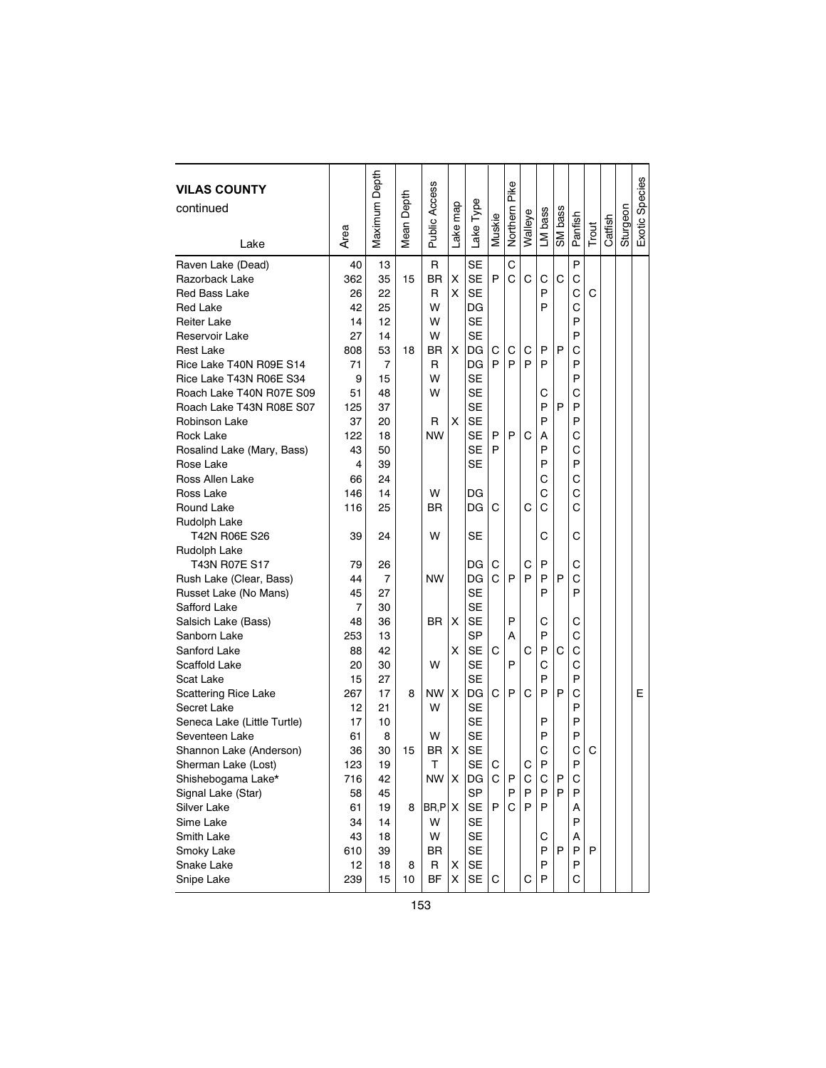| VILAS COUNTY continued Lake | Area | Maximum Depth | Mean Depth | Public Access | Lake map | Lake Type | Muskie | Northern Pike | Walleye | LM bass | SM bass | Panfish | Trout | Catfish | Sturgeon | Exotic Species |
|---|---|---|---|---|---|---|---|---|---|---|---|---|---|---|---|---|
| Raven Lake (Dead) | 40 | 13 | | R | | SE | | C | | | | P | | | | |
| Razorback Lake | 362 | 35 | 15 | BR | X | SE | P | C | C | C | C | C | | | | |
| Red Bass Lake | 26 | 22 | | R | X | SE | | | | P | | C | C | | | |
| Red Lake | 42 | 25 | | W | | DG | | | | P | | C | | | | |
| Reiter Lake | 14 | 12 | | W | | SE | | | | | | P | | | | |
| Reservoir Lake | 27 | 14 | | W | | SE | | | | | | P | | | | |
| Rest Lake | 808 | 53 | 18 | BR | X | DG | C | C | C | P | P | C | | | | |
| Rice Lake T40N R09E S14 | 71 | 7 | | R | | DG | P | P | P | P | | P | | | | |
| Rice Lake T43N R06E S34 | 9 | 15 | | W | | SE | | | | | | P | | | | |
| Roach Lake T40N R07E S09 | 51 | 48 | | W | | SE | | | | C | | C | | | | |
| Roach Lake T43N R08E S07 | 125 | 37 | | | | SE | | | | P | P | P | | | | |
| Robinson Lake | 37 | 20 | | R | X | SE | | | | P | | P | | | | |
| Rock Lake | 122 | 18 | | NW | | SE | P | P | C | A | | C | | | | |
| Rosalind Lake (Mary, Bass) | 43 | 50 | | | | SE | P | | | P | | C | | | | |
| Rose Lake | 4 | 39 | | | | SE | | | | P | | P | | | | |
| Ross Allen Lake | 66 | 24 | | | | | | | | C | | C | | | | |
| Ross Lake | 146 | 14 | | W | | DG | | | | C | | C | | | | |
| Round Lake | 116 | 25 | | BR | | DG | C | | C | C | | C | | | | |
| Rudolph Lake T42N R06E S26 | 39 | 24 | | W | | SE | | | | C | | C | | | | |
| Rudolph Lake T43N R07E S17 | 79 | 26 | | | | DG | C | | C | P | | C | | | | |
| Rush Lake (Clear, Bass) | 44 | 7 | | NW | | DG | C | P | P | P | P | C | | | | |
| Russet Lake (No Mans) | 45 | 27 | | | | SE | | | | P | | P | | | | |
| Safford Lake | 7 | 30 | | | | SE | | | | | | | | | | |
| Salsich Lake (Bass) | 48 | 36 | | BR | X | SE | | P | | C | | C | | | | |
| Sanborn Lake | 253 | 13 | | | | SP | | A | | P | | C | | | | |
| Sanford Lake | 88 | 42 | | | X | SE | C | | C | P | C | C | | | | |
| Scaffold Lake | 20 | 30 | | W | | SE | | P | | C | | C | | | | |
| Scat Lake | 15 | 27 | | | | SE | | | | P | | P | | | | |
| Scattering Rice Lake | 267 | 17 | 8 | NW | X | DG | C | P | C | P | P | C | | | | E |
| Secret Lake | 12 | 21 | | W | | SE | | | | | | P | | | | |
| Seneca Lake (Little Turtle) | 17 | 10 | | | | SE | | | | P | | P | | | | |
| Seventeen Lake | 61 | 8 | | W | | SE | | | | P | | P | | | | |
| Shannon Lake (Anderson) | 36 | 30 | 15 | BR | X | SE | | | | C | | C | C | | | |
| Sherman Lake (Lost) | 123 | 19 | | T | | SE | C | | C | P | | P | | | | |
| Shishebogama Lake* | 716 | 42 | | NW | X | DG | C | P | C | C | P | C | | | | |
| Signal Lake (Star) | 58 | 45 | | | | SP | | P | P | P | P | P | | | | |
| Silver Lake | 61 | 19 | 8 | BR,P | X | SE | P | C | P | P | | A | | | | |
| Sime Lake | 34 | 14 | | W | | SE | | | | | | P | | | | |
| Smith Lake | 43 | 18 | | W | | SE | | | | C | | A | | | | |
| Smoky Lake | 610 | 39 | | BR | | SE | | | | P | P | P | P | | | |
| Snake Lake | 12 | 18 | 8 | R | X | SE | | | | P | | P | | | | |
| Snipe Lake | 239 | 15 | 10 | BF | X | SE | C | | C | P | | C | | | | |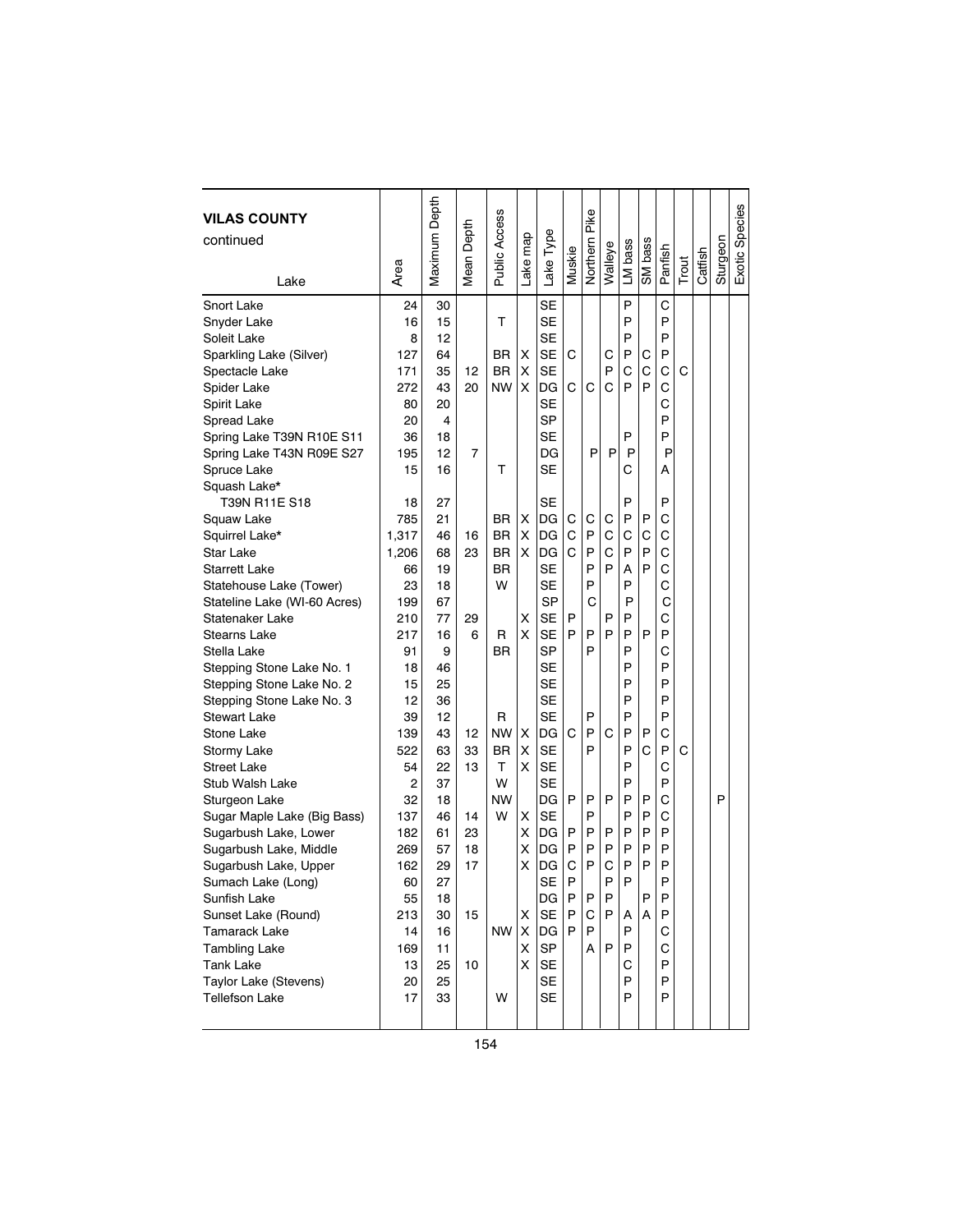| VILAS COUNTY continued Lake | Area | Maximum Depth | Mean Depth | Public Access | Lake map | Lake Type | Muskie | Northern Pike | Walleye | LM bass | SM bass | Panfish | Trout | Catfish | Sturgeon | Exotic Species |
|---|---|---|---|---|---|---|---|---|---|---|---|---|---|---|---|---|
| Snort Lake | 24 | 30 | | | | SE | | | | P | | C | | | | |
| Snyder Lake | 16 | 15 | | T | | SE | | | | P | | P | | | | |
| Soleit Lake | 8 | 12 | | | | SE | | | | P | | P | | | | |
| Sparkling Lake (Silver) | 127 | 64 | | BR | X | SE | C | | C | P | C | P | | | | |
| Spectacle Lake | 171 | 35 | 12 | BR | X | SE | | | P | C | C | C | C | | | |
| Spider Lake | 272 | 43 | 20 | NW | X | DG | C | C | C | P | P | C | | | | |
| Spirit Lake | 80 | 20 | | | | SE | | | | | | C | | | | |
| Spread Lake | 20 | 4 | | | | SP | | | | | | P | | | | |
| Spring Lake T39N R10E S11 | 36 | 18 | | | | SE | | | | P | | P | | | | |
| Spring Lake T43N R09E S27 | 195 | 12 | 7 | | | DG | | P | P | P | | P | | | | |
| Spruce Lake | 15 | 16 | | T | | SE | | | | C | | A | | | | |
| Squash Lake* | | | | | | | | | | | | | | | | |
| T39N R11E S18 | 18 | 27 | | | | SE | | | | P | | P | | | | |
| Squaw Lake | 785 | 21 | | BR | X | DG | C | C | C | P | P | C | | | | |
| Squirrel Lake* | 1,317 | 46 | 16 | BR | X | DG | C | P | C | C | C | C | | | | |
| Star Lake | 1,206 | 68 | 23 | BR | X | DG | C | P | C | P | P | C | | | | |
| Starrett Lake | 66 | 19 | | BR | | SE | | P | P | A | P | C | | | | |
| Statehouse Lake (Tower) | 23 | 18 | | W | | SE | | P | | P | | C | | | | |
| Stateline Lake (WI-60 Acres) | 199 | 67 | | | | SP | | C | | P | | C | | | | |
| Statenaker Lake | 210 | 77 | 29 | | X | SE | P | | P | P | | C | | | | |
| Stearns Lake | 217 | 16 | 6 | R | X | SE | P | P | P | P | P | P | | | | |
| Stella Lake | 91 | 9 | | BR | | SP | | P | | P | | C | | | | |
| Stepping Stone Lake No. 1 | 18 | 46 | | | | SE | | | | P | | P | | | | |
| Stepping Stone Lake No. 2 | 15 | 25 | | | | SE | | | | P | | P | | | | |
| Stepping Stone Lake No. 3 | 12 | 36 | | | | SE | | | | P | | P | | | | |
| Stewart Lake | 39 | 12 | | R | | SE | | P | | P | | P | | | | |
| Stone Lake | 139 | 43 | 12 | NW | X | DG | C | P | C | P | P | C | | | | |
| Stormy Lake | 522 | 63 | 33 | BR | X | SE | | P | | P | C | P | C | | | |
| Street Lake | 54 | 22 | 13 | T | X | SE | | | | P | | C | | | | |
| Stub Walsh Lake | 2 | 37 | | W | | SE | | | | P | | P | | | | |
| Sturgeon Lake | 32 | 18 | | NW | | DG | P | P | P | P | P | C | | | P | |
| Sugar Maple Lake (Big Bass) | 137 | 46 | 14 | W | X | SE | | P | | P | P | C | | | | |
| Sugarbush Lake, Lower | 182 | 61 | 23 | | X | DG | P | P | P | P | P | P | | | | |
| Sugarbush Lake, Middle | 269 | 57 | 18 | | X | DG | P | P | P | P | P | P | | | | |
| Sugarbush Lake, Upper | 162 | 29 | 17 | | X | DG | C | P | C | P | P | P | | | | |
| Sumach Lake (Long) | 60 | 27 | | | | SE | P | | P | P | | P | | | | |
| Sunfish Lake | 55 | 18 | | | | DG | P | P | P | | P | P | | | | |
| Sunset Lake (Round) | 213 | 30 | 15 | | X | SE | P | C | P | A | A | P | | | | |
| Tamarack Lake | 14 | 16 | | NW | X | DG | P | P | | P | | C | | | | |
| Tambling Lake | 169 | 11 | | | X | SP | | A | P | P | | C | | | | |
| Tank Lake | 13 | 25 | 10 | | X | SE | | | | C | | P | | | | |
| Taylor Lake (Stevens) | 20 | 25 | | | | SE | | | | P | | P | | | | |
| Tellefson Lake | 17 | 33 | | W | | SE | | | | P | | P | | | | |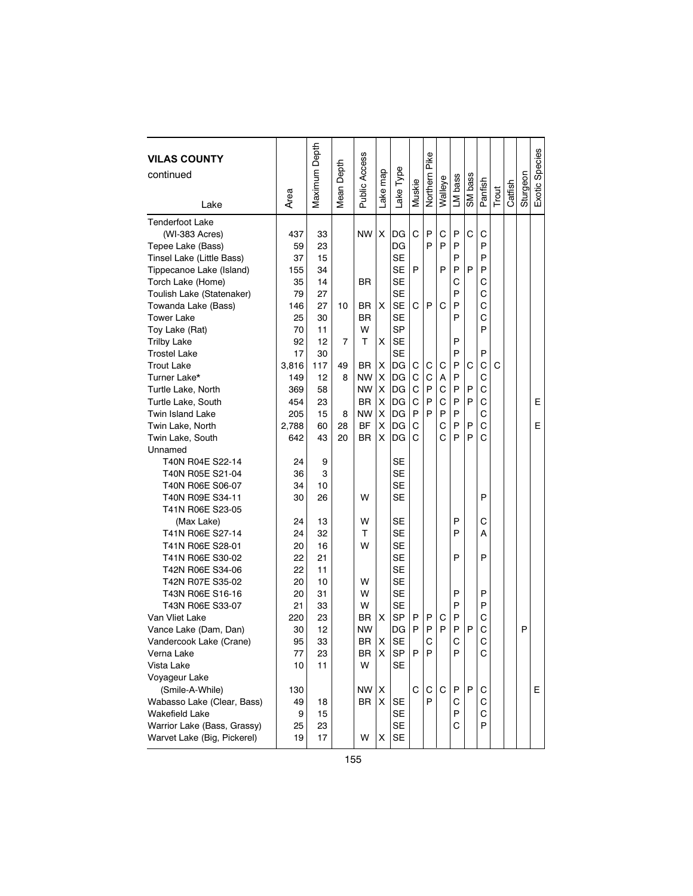| VILAS COUNTY continued<br>Lake | Area | Maximum Depth | Mean Depth | Public Access | Lake map | Lake Type | Muskie | Northern Pike | Walleye | LM bass | SM bass | Panfish | Trout | Catfish | Sturgeon | Exotic Species |
|---|---|---|---|---|---|---|---|---|---|---|---|---|---|---|---|---|
| Tenderfoot Lake | | | | | | | | | | | | | | | | |
| (WI-383 Acres) | 437 | 33 | | NW | X | DG | C | P | C | P | C | C | | | | |
| Tepee Lake (Bass) | 59 | 23 | | | | DG | | P | P | P | | P | | | | |
| Tinsel Lake (Little Bass) | 37 | 15 | | | | SE | | | | P | | P | | | | |
| Tippecanoe Lake (Island) | 155 | 34 | | | | SE | P | | P | P | P | P | | | | |
| Torch Lake (Home) | 35 | 14 | | BR | | SE | | | | C | | C | | | | |
| Toulish Lake (Statenaker) | 79 | 27 | | | | SE | | | | P | | C | | | | |
| Towanda Lake (Bass) | 146 | 27 | 10 | BR | X | SE | C | P | C | P | | C | | | | |
| Tower Lake | 25 | 30 | | BR | | SE | | | | P | | C | | | | |
| Toy Lake (Rat) | 70 | 11 | | W | | SP | | | | | | P | | | | |
| Trilby Lake | 92 | 12 | 7 | T | X | SE | | | | P | | | | | | |
| Trostel Lake | 17 | 30 | | | | SE | | | | P | | P | | | | |
| Trout Lake | 3,816 | 117 | 49 | BR | X | DG | C | C | C | P | C | C | C | | | |
| Turner Lake* | 149 | 12 | 8 | NW | X | DG | C | C | A | P | | C | | | | |
| Turtle Lake, North | 369 | 58 | | NW | X | DG | C | P | C | P | P | C | | | | |
| Turtle Lake, South | 454 | 23 | | BR | X | DG | C | P | C | P | P | C | | | | E |
| Twin Island Lake | 205 | 15 | 8 | NW | X | DG | P | P | P | P | | C | | | | |
| Twin Lake, North | 2,788 | 60 | 28 | BF | X | DG | C | | C | P | P | C | | | | E |
| Twin Lake, South | 642 | 43 | 20 | BR | X | DG | C | | C | P | P | C | | | | |
| Unnamed | | | | | | | | | | | | | | | | |
| T40N R04E S22-14 | 24 | 9 | | | | SE | | | | | | | | | | |
| T40N R05E S21-04 | 36 | 3 | | | | SE | | | | | | | | | | |
| T40N R06E S06-07 | 34 | 10 | | | | SE | | | | | | | | | | |
| T40N R09E S34-11 | 30 | 26 | | W | | SE | | | | | | P | | | | |
| T41N R06E S23-05 | | | | | | | | | | | | | | | | |
| (Max Lake) | 24 | 13 | | W | | SE | | | | P | | C | | | | |
| T41N R06E S27-14 | 24 | 32 | | T | | SE | | | | P | | A | | | | |
| T41N R06E S28-01 | 20 | 16 | | W | | SE | | | | | | | | | | |
| T41N R06E S30-02 | 22 | 21 | | | | SE | | | | P | | P | | | | |
| T42N R06E S34-06 | 22 | 11 | | | | SE | | | | | | | | | | |
| T42N R07E S35-02 | 20 | 10 | | W | | SE | | | | | | | | | | |
| T43N R06E S16-16 | 20 | 31 | | W | | SE | | | | P | | P | | | | |
| T43N R06E S33-07 | 21 | 33 | | W | | SE | | | | P | | P | | | | |
| Van Vliet Lake | 220 | 23 | | BR | X | SP | P | P | C | P | | C | | | | |
| Vance Lake (Dam, Dan) | 30 | 12 | | NW | | DG | P | P | P | P | P | C | | | P | |
| Vandercook Lake (Crane) | 95 | 33 | | BR | X | SE | | C | | C | | C | | | | |
| Verna Lake | 77 | 23 | | BR | X | SP | P | P | | P | | C | | | | |
| Vista Lake | 10 | 11 | | W | | SE | | | | | | | | | | |
| Voyageur Lake | | | | | | | | | | | | | | | | |
| (Smile-A-While) | 130 | | | NW | X | | C | C | C | P | P | C | | | | E |
| Wabasso Lake (Clear, Bass) | 49 | 18 | | BR | X | SE | | P | | C | | C | | | | |
| Wakefield Lake | 9 | 15 | | | | SE | | | | P | | C | | | | |
| Warrior Lake (Bass, Grassy) | 25 | 23 | | | | SE | | | | C | | P | | | | |
| Warvet Lake (Big, Pickerel) | 19 | 17 | | W | X | SE | | | | | | | | | | |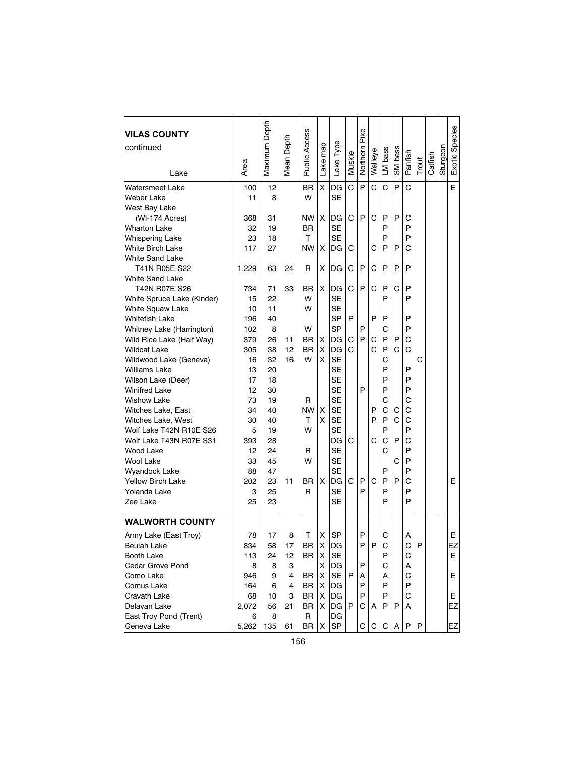| VILAS COUNTY continued Lake | Area | Maximum Depth | Mean Depth | Public Access | Lake map | Lake Type | Muskie | Northern Pike | Walleye | LM bass | SM bass | Panfish | Trout | Catfish | Sturgeon | Exotic Species |
|---|---|---|---|---|---|---|---|---|---|---|---|---|---|---|---|---|
| Watersmeet Lake | 100 | 12 | | BR | X | DG | C | P | C | C | P | C | | | | E |
| Weber Lake | 11 | 8 | | W | | SE | | | | | | | | | | |
| West Bay Lake (WI-174 Acres) | 368 | 31 | | NW | X | DG | C | P | C | P | P | C | | | | |
| Wharton Lake | 32 | 19 | | BR | | SE | | | | P | | P | | | | |
| Whispering Lake | 23 | 18 | | T | | SE | | | | P | | P | | | | |
| White Birch Lake | 117 | 27 | | NW | X | DG | C | | C | P | P | C | | | | |
| White Sand Lake T41N R05E S22 | 1,229 | 63 | 24 | R | X | DG | C | P | C | P | P | P | | | | |
| White Sand Lake T42N R07E S26 | 734 | 71 | 33 | BR | X | DG | C | P | C | P | C | P | | | | |
| White Spruce Lake (Kinder) | 15 | 22 | | W | | SE | | | | P | | P | | | | |
| White Squaw Lake | 10 | 11 | | W | | SE | | | | | | | | | | |
| Whitefish Lake | 196 | 40 | | | | SP | P | | P | P | | P | | | | |
| Whitney Lake (Harrington) | 102 | 8 | | W | | SP | | P | | C | | P | | | | |
| Wild Rice Lake (Half Way) | 379 | 26 | 11 | BR | X | DG | C | P | C | P | P | C | | | | |
| Wildcat Lake | 305 | 38 | 12 | BR | X | DG | C | | C | P | C | C | | | | |
| Wildwood Lake (Geneva) | 16 | 32 | 16 | W | X | SE | | | | C | | | C | | | |
| Williams Lake | 13 | 20 | | | | SE | | | | P | | P | | | | |
| Wilson Lake (Deer) | 17 | 18 | | | | SE | | | | P | | P | | | | |
| Winifred Lake | 12 | 30 | | | | SE | | P | | P | | P | | | | |
| Wishow Lake | 73 | 19 | | R | | SE | | | | C | | C | | | | |
| Witches Lake, East | 34 | 40 | | NW | X | SE | | | P | C | C | C | | | | |
| Witches Lake, West | 30 | 40 | | T | X | SE | | | P | P | C | C | | | | |
| Wolf Lake T42N R10E S26 | 5 | 19 | | W | | SE | | | | P | | P | | | | |
| Wolf Lake T43N R07E S31 | 393 | 28 | | | | DG | C | | C | C | P | C | | | | |
| Wood Lake | 12 | 24 | | R | | SE | | | | C | | P | | | | |
| Wool Lake | 33 | 45 | | W | | SE | | | | | C | P | | | | |
| Wyandock Lake | 88 | 47 | | | | SE | | | | P | | P | | | | |
| Yellow Birch Lake | 202 | 23 | 11 | BR | X | DG | C | P | C | P | P | C | | | | E |
| Yolanda Lake | 3 | 25 | | R | | SE | | P | | P | | P | | | | |
| Zee Lake | 25 | 23 | | | | SE | | | | P | | P | | | | |
| **WALWORTH COUNTY** | | | | | | | | | | | | | | | | |
| Army Lake (East Troy) | 78 | 17 | 8 | T | X | SP | | P | | C | | A | P | | | E |
| Beulah Lake | 834 | 58 | 17 | BR | X | DG | | P | P | C | | C | P | | | EZ |
| Booth Lake | 113 | 24 | 12 | BR | X | SE | | | | P | | C | | | | E |
| Cedar Grove Pond | 8 | 8 | 3 | | X | DG | | P | | C | | A | | | | |
| Como Lake | 946 | 9 | 4 | BR | X | SE | P | A | | A | | C | | | | E |
| Comus Lake | 164 | 6 | 4 | BR | X | DG | | P | | P | | P | | | | |
| Cravath Lake | 68 | 10 | 3 | BR | X | DG | | P | | P | | C | | | | E |
| Delavan Lake | 2,072 | 56 | 21 | BR | X | DG | P | C | A | P | P | A | | | | EZ |
| East Troy Pond (Trent) | 6 | 8 | | R | | DG | | | | | | | | | | |
| Geneva Lake | 5,262 | 135 | 61 | BR | X | SP | | C | C | C | A | P | P | | | EZ |